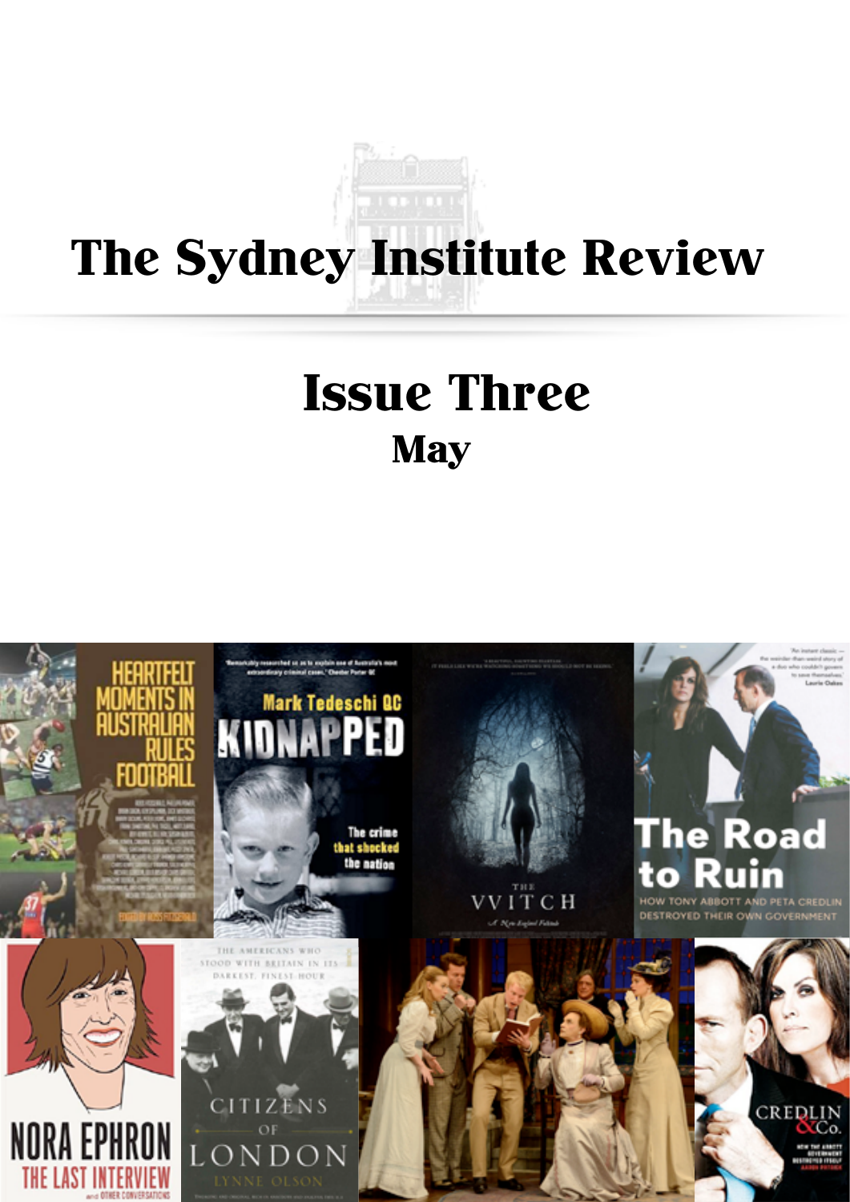# The Sydney Institute Review

## Issue Three
### May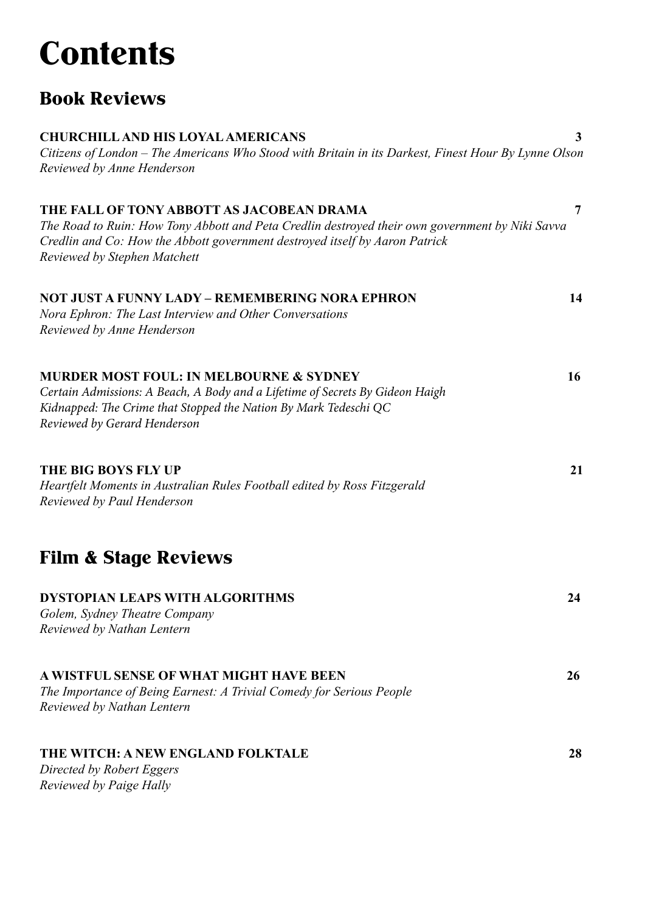# Contents

## Book Reviews

**CHURCHILL AND HIS LOYAL AMERICANS** 3
*Citizens of London – The Americans Who Stood with Britain in its Darkest, Finest Hour By Lynne Olson*
*Reviewed by Anne Henderson*

**THE FALL OF TONY ABBOTT AS JACOBEAN DRAMA** 7
*The Road to Ruin: How Tony Abbott and Peta Credlin destroyed their own government by Niki Savva*
*Credlin and Co: How the Abbott government destroyed itself by Aaron Patrick*
*Reviewed by Stephen Matchett*

**NOT JUST A FUNNY LADY – REMEMBERING NORA EPHRON** 14
*Nora Ephron: The Last Interview and Other Conversations*
*Reviewed by Anne Henderson*

**MURDER MOST FOUL: IN MELBOURNE & SYDNEY** 16
*Certain Admissions: A Beach, A Body and a Lifetime of Secrets By Gideon Haigh*
*Kidnapped: The Crime that Stopped the Nation By Mark Tedeschi QC*
*Reviewed by Gerard Henderson*

**THE BIG BOYS FLY UP** 21
*Heartfelt Moments in Australian Rules Football edited by Ross Fitzgerald*
*Reviewed by Paul Henderson*

## Film & Stage Reviews

**DYSTOPIAN LEAPS WITH ALGORITHMS** 24
*Golem, Sydney Theatre Company*
*Reviewed by Nathan Lentern*

**A WISTFUL SENSE OF WHAT MIGHT HAVE BEEN** 26
*The Importance of Being Earnest: A Trivial Comedy for Serious People*
*Reviewed by Nathan Lentern*

**THE WITCH: A NEW ENGLAND FOLKTALE** 28
*Directed by Robert Eggers*
*Reviewed by Paige Hally*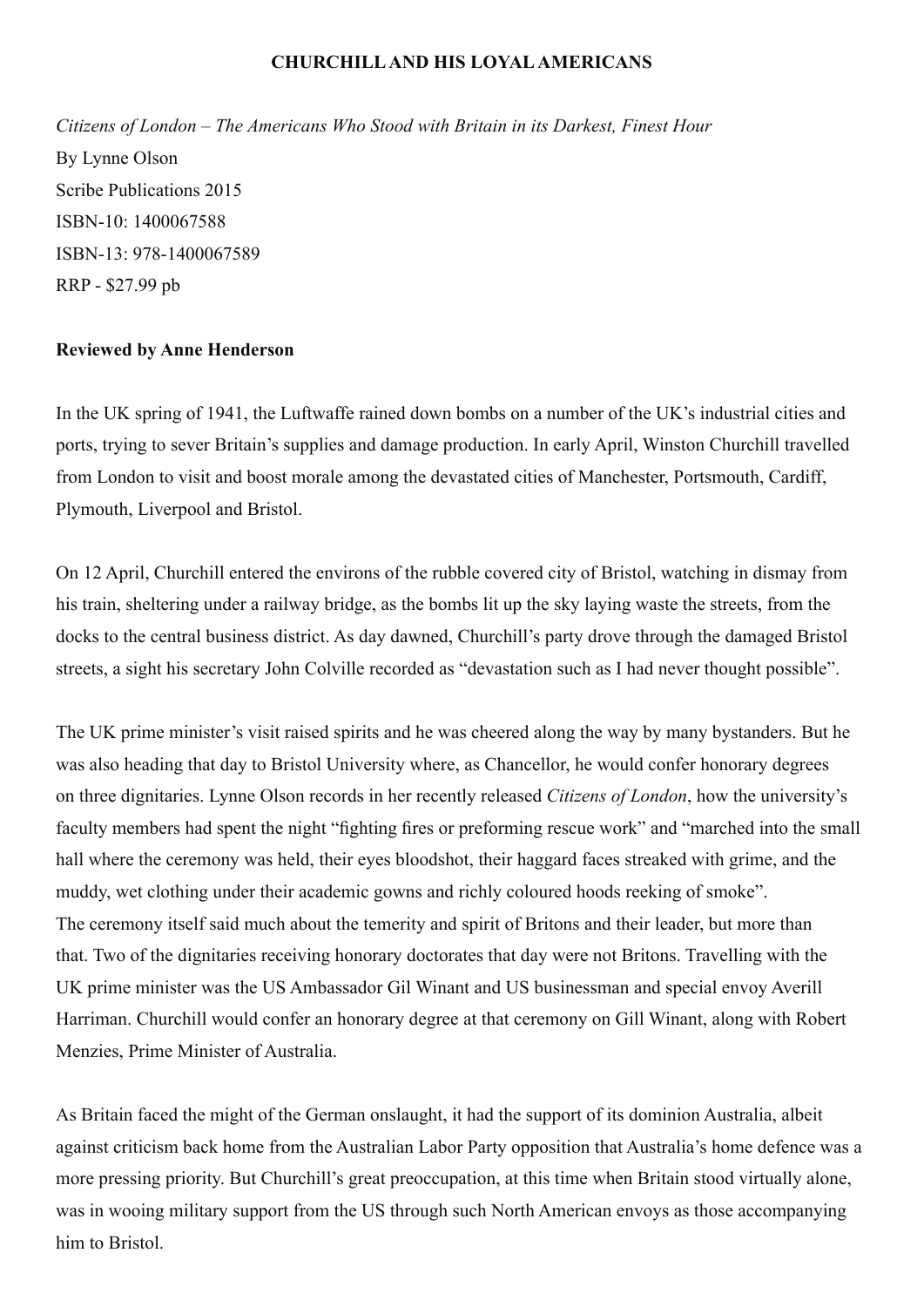**CHURCHILL AND HIS LOYAL AMERICANS**

*Citizens of London – The Americans Who Stood with Britain in its Darkest, Finest Hour*
By Lynne Olson
Scribe Publications 2015
ISBN-10: 1400067588
ISBN-13: 978-1400067589
RRP - $27.99 pb

**Reviewed by Anne Henderson**

In the UK spring of 1941, the Luftwaffe rained down bombs on a number of the UK's industrial cities and ports, trying to sever Britain's supplies and damage production. In early April, Winston Churchill travelled from London to visit and boost morale among the devastated cities of Manchester, Portsmouth, Cardiff, Plymouth, Liverpool and Bristol.

On 12 April, Churchill entered the environs of the rubble covered city of Bristol, watching in dismay from his train, sheltering under a railway bridge, as the bombs lit up the sky laying waste the streets, from the docks to the central business district. As day dawned, Churchill's party drove through the damaged Bristol streets, a sight his secretary John Colville recorded as "devastation such as I had never thought possible".

The UK prime minister's visit raised spirits and he was cheered along the way by many bystanders. But he was also heading that day to Bristol University where, as Chancellor, he would confer honorary degrees on three dignitaries. Lynne Olson records in her recently released *Citizens of London*, how the university's faculty members had spent the night "fighting fires or preforming rescue work" and "marched into the small hall where the ceremony was held, their eyes bloodshot, their haggard faces streaked with grime, and the muddy, wet clothing under their academic gowns and richly coloured hoods reeking of smoke".
The ceremony itself said much about the temerity and spirit of Britons and their leader, but more than that. Two of the dignitaries receiving honorary doctorates that day were not Britons. Travelling with the UK prime minister was the US Ambassador Gil Winant and US businessman and special envoy Averill Harriman. Churchill would confer an honorary degree at that ceremony on Gill Winant, along with Robert Menzies, Prime Minister of Australia.

As Britain faced the might of the German onslaught, it had the support of its dominion Australia, albeit against criticism back home from the Australian Labor Party opposition that Australia's home defence was a more pressing priority. But Churchill's great preoccupation, at this time when Britain stood virtually alone, was in wooing military support from the US through such North American envoys as those accompanying him to Bristol.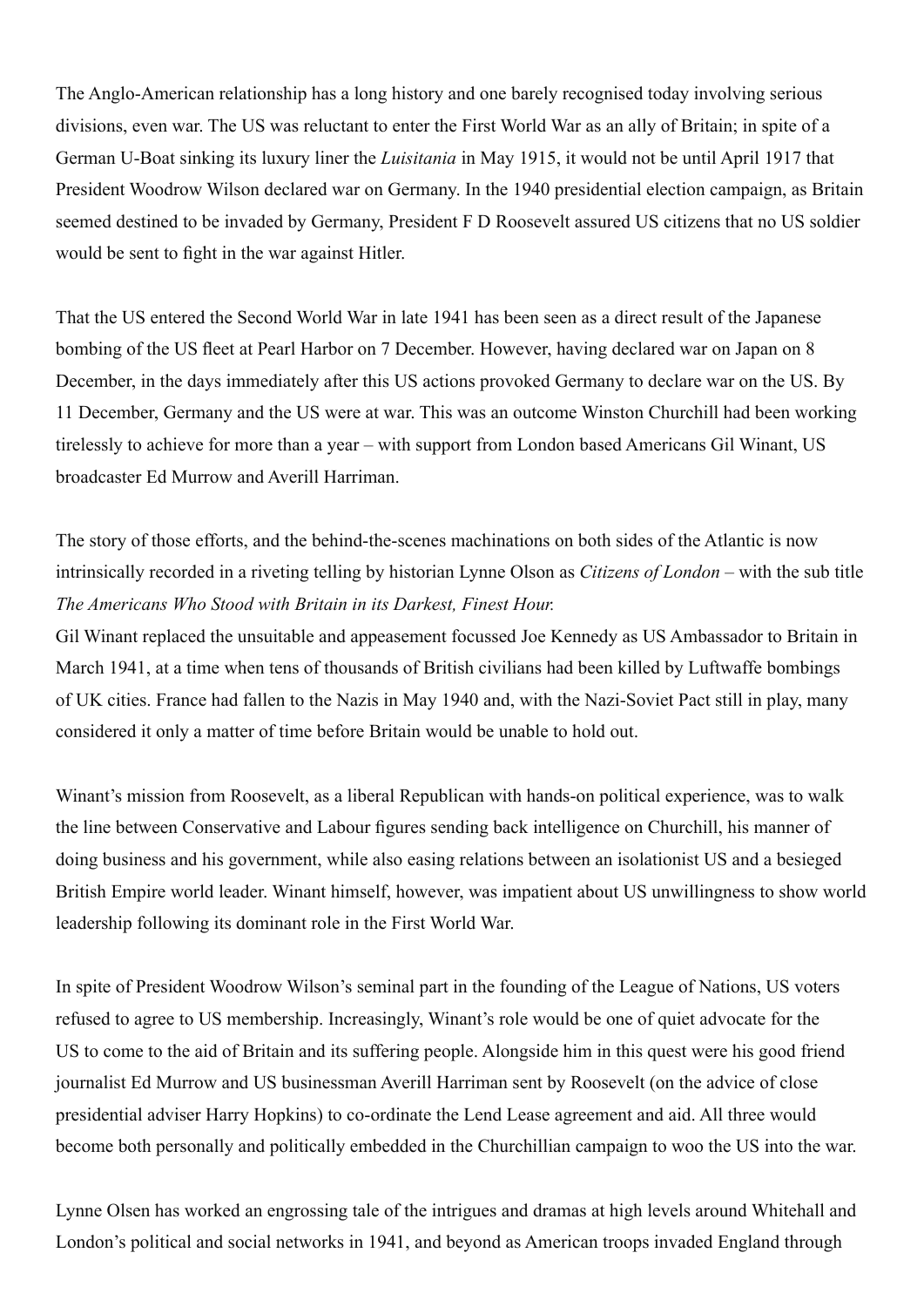The Anglo-American relationship has a long history and one barely recognised today involving serious divisions, even war. The US was reluctant to enter the First World War as an ally of Britain; in spite of a German U-Boat sinking its luxury liner the *Luisitania* in May 1915, it would not be until April 1917 that President Woodrow Wilson declared war on Germany. In the 1940 presidential election campaign, as Britain seemed destined to be invaded by Germany, President F D Roosevelt assured US citizens that no US soldier would be sent to fight in the war against Hitler.

That the US entered the Second World War in late 1941 has been seen as a direct result of the Japanese bombing of the US fleet at Pearl Harbor on 7 December. However, having declared war on Japan on 8 December, in the days immediately after this US actions provoked Germany to declare war on the US. By 11 December, Germany and the US were at war. This was an outcome Winston Churchill had been working tirelessly to achieve for more than a year – with support from London based Americans Gil Winant, US broadcaster Ed Murrow and Averill Harriman.

The story of those efforts, and the behind-the-scenes machinations on both sides of the Atlantic is now intrinsically recorded in a riveting telling by historian Lynne Olson as *Citizens of London* – with the sub title *The Americans Who Stood with Britain in its Darkest, Finest Hour.*

Gil Winant replaced the unsuitable and appeasement focussed Joe Kennedy as US Ambassador to Britain in March 1941, at a time when tens of thousands of British civilians had been killed by Luftwaffe bombings of UK cities. France had fallen to the Nazis in May 1940 and, with the Nazi-Soviet Pact still in play, many considered it only a matter of time before Britain would be unable to hold out.

Winant's mission from Roosevelt, as a liberal Republican with hands-on political experience, was to walk the line between Conservative and Labour figures sending back intelligence on Churchill, his manner of doing business and his government, while also easing relations between an isolationist US and a besieged British Empire world leader. Winant himself, however, was impatient about US unwillingness to show world leadership following its dominant role in the First World War.

In spite of President Woodrow Wilson's seminal part in the founding of the League of Nations, US voters refused to agree to US membership. Increasingly, Winant's role would be one of quiet advocate for the US to come to the aid of Britain and its suffering people. Alongside him in this quest were his good friend journalist Ed Murrow and US businessman Averill Harriman sent by Roosevelt (on the advice of close presidential adviser Harry Hopkins) to co-ordinate the Lend Lease agreement and aid. All three would become both personally and politically embedded in the Churchillian campaign to woo the US into the war.

Lynne Olsen has worked an engrossing tale of the intrigues and dramas at high levels around Whitehall and London's political and social networks in 1941, and beyond as American troops invaded England through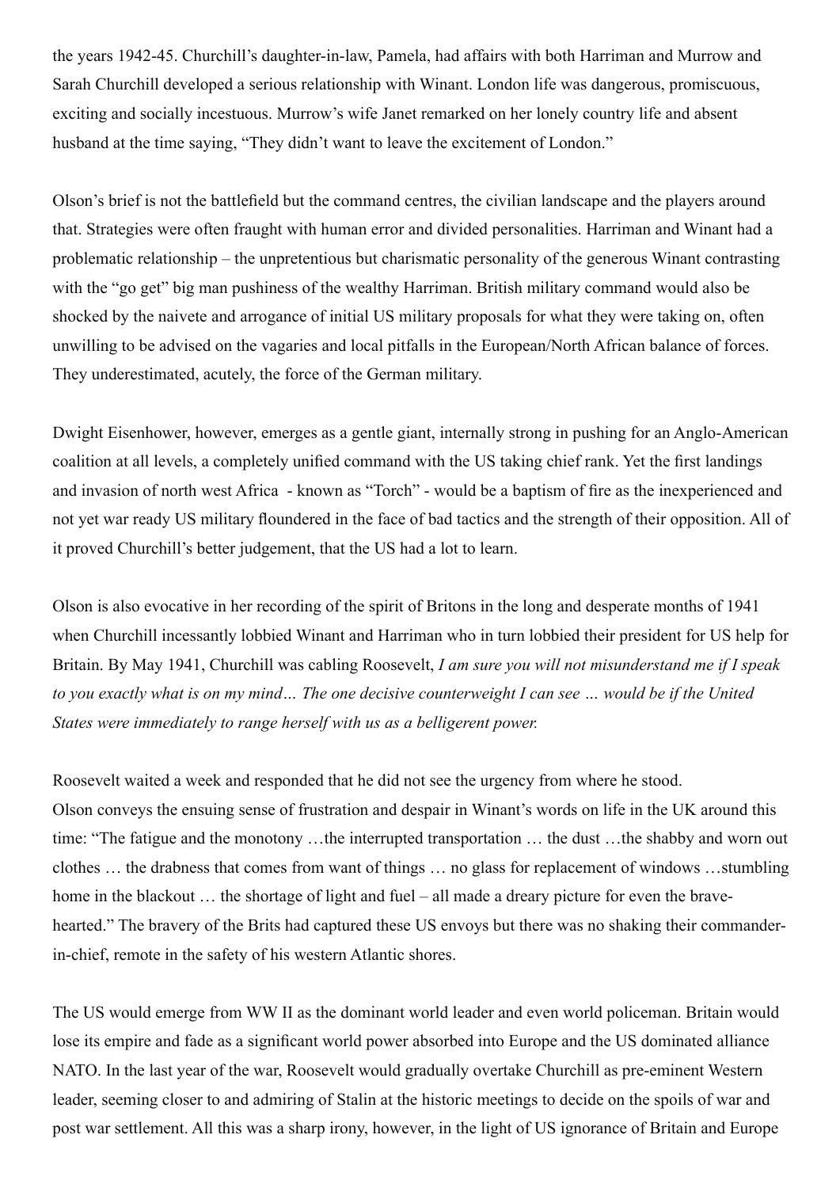the years 1942-45. Churchill's daughter-in-law, Pamela, had affairs with both Harriman and Murrow and Sarah Churchill developed a serious relationship with Winant. London life was dangerous, promiscuous, exciting and socially incestuous. Murrow's wife Janet remarked on her lonely country life and absent husband at the time saying, "They didn't want to leave the excitement of London."

Olson's brief is not the battlefield but the command centres, the civilian landscape and the players around that. Strategies were often fraught with human error and divided personalities. Harriman and Winant had a problematic relationship – the unpretentious but charismatic personality of the generous Winant contrasting with the "go get" big man pushiness of the wealthy Harriman. British military command would also be shocked by the naivete and arrogance of initial US military proposals for what they were taking on, often unwilling to be advised on the vagaries and local pitfalls in the European/North African balance of forces. They underestimated, acutely, the force of the German military.

Dwight Eisenhower, however, emerges as a gentle giant, internally strong in pushing for an Anglo-American coalition at all levels, a completely unified command with the US taking chief rank. Yet the first landings and invasion of north west Africa - known as "Torch" - would be a baptism of fire as the inexperienced and not yet war ready US military floundered in the face of bad tactics and the strength of their opposition. All of it proved Churchill's better judgement, that the US had a lot to learn.

Olson is also evocative in her recording of the spirit of Britons in the long and desperate months of 1941 when Churchill incessantly lobbied Winant and Harriman who in turn lobbied their president for US help for Britain. By May 1941, Churchill was cabling Roosevelt, *I am sure you will not misunderstand me if I speak to you exactly what is on my mind… The one decisive counterweight I can see … would be if the United States were immediately to range herself with us as a belligerent power.*

Roosevelt waited a week and responded that he did not see the urgency from where he stood.
Olson conveys the ensuing sense of frustration and despair in Winant's words on life in the UK around this time: "The fatigue and the monotony …the interrupted transportation … the dust …the shabby and worn out clothes … the drabness that comes from want of things … no glass for replacement of windows …stumbling home in the blackout … the shortage of light and fuel – all made a dreary picture for even the brave-hearted." The bravery of the Brits had captured these US envoys but there was no shaking their commander-in-chief, remote in the safety of his western Atlantic shores.

The US would emerge from WW II as the dominant world leader and even world policeman. Britain would lose its empire and fade as a significant world power absorbed into Europe and the US dominated alliance NATO. In the last year of the war, Roosevelt would gradually overtake Churchill as pre-eminent Western leader, seeming closer to and admiring of Stalin at the historic meetings to decide on the spoils of war and post war settlement. All this was a sharp irony, however, in the light of US ignorance of Britain and Europe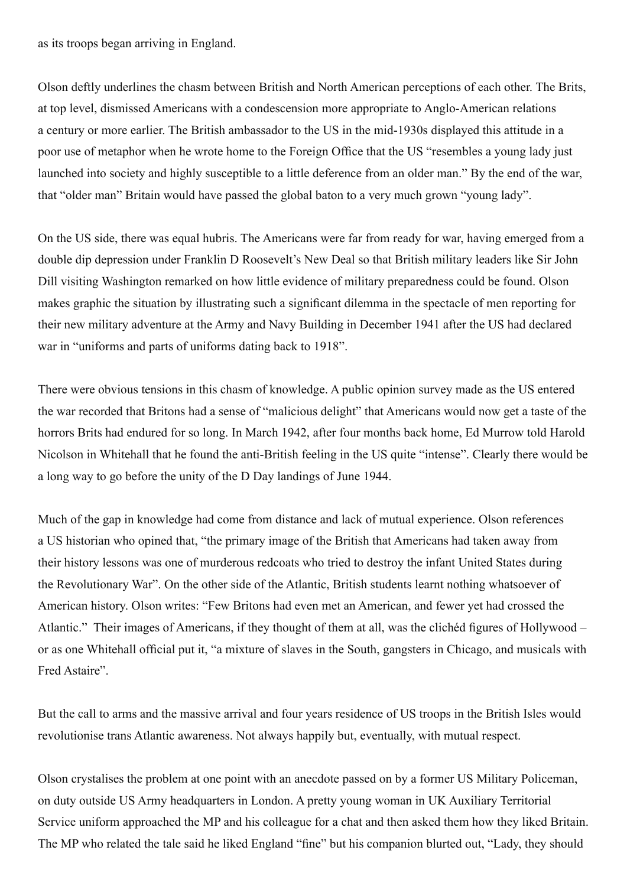as its troops began arriving in England.

Olson deftly underlines the chasm between British and North American perceptions of each other. The Brits, at top level, dismissed Americans with a condescension more appropriate to Anglo-American relations a century or more earlier. The British ambassador to the US in the mid-1930s displayed this attitude in a poor use of metaphor when he wrote home to the Foreign Office that the US "resembles a young lady just launched into society and highly susceptible to a little deference from an older man." By the end of the war, that "older man" Britain would have passed the global baton to a very much grown "young lady".

On the US side, there was equal hubris. The Americans were far from ready for war, having emerged from a double dip depression under Franklin D Roosevelt's New Deal so that British military leaders like Sir John Dill visiting Washington remarked on how little evidence of military preparedness could be found. Olson makes graphic the situation by illustrating such a significant dilemma in the spectacle of men reporting for their new military adventure at the Army and Navy Building in December 1941 after the US had declared war in "uniforms and parts of uniforms dating back to 1918".

There were obvious tensions in this chasm of knowledge. A public opinion survey made as the US entered the war recorded that Britons had a sense of "malicious delight" that Americans would now get a taste of the horrors Brits had endured for so long. In March 1942, after four months back home, Ed Murrow told Harold Nicolson in Whitehall that he found the anti-British feeling in the US quite "intense". Clearly there would be a long way to go before the unity of the D Day landings of June 1944.

Much of the gap in knowledge had come from distance and lack of mutual experience. Olson references a US historian who opined that, "the primary image of the British that Americans had taken away from their history lessons was one of murderous redcoats who tried to destroy the infant United States during the Revolutionary War". On the other side of the Atlantic, British students learnt nothing whatsoever of American history. Olson writes: "Few Britons had even met an American, and fewer yet had crossed the Atlantic." Their images of Americans, if they thought of them at all, was the clichéd figures of Hollywood – or as one Whitehall official put it, "a mixture of slaves in the South, gangsters in Chicago, and musicals with Fred Astaire".

But the call to arms and the massive arrival and four years residence of US troops in the British Isles would revolutionise trans Atlantic awareness. Not always happily but, eventually, with mutual respect.

Olson crystalises the problem at one point with an anecdote passed on by a former US Military Policeman, on duty outside US Army headquarters in London. A pretty young woman in UK Auxiliary Territorial Service uniform approached the MP and his colleague for a chat and then asked them how they liked Britain. The MP who related the tale said he liked England "fine" but his companion blurted out, "Lady, they should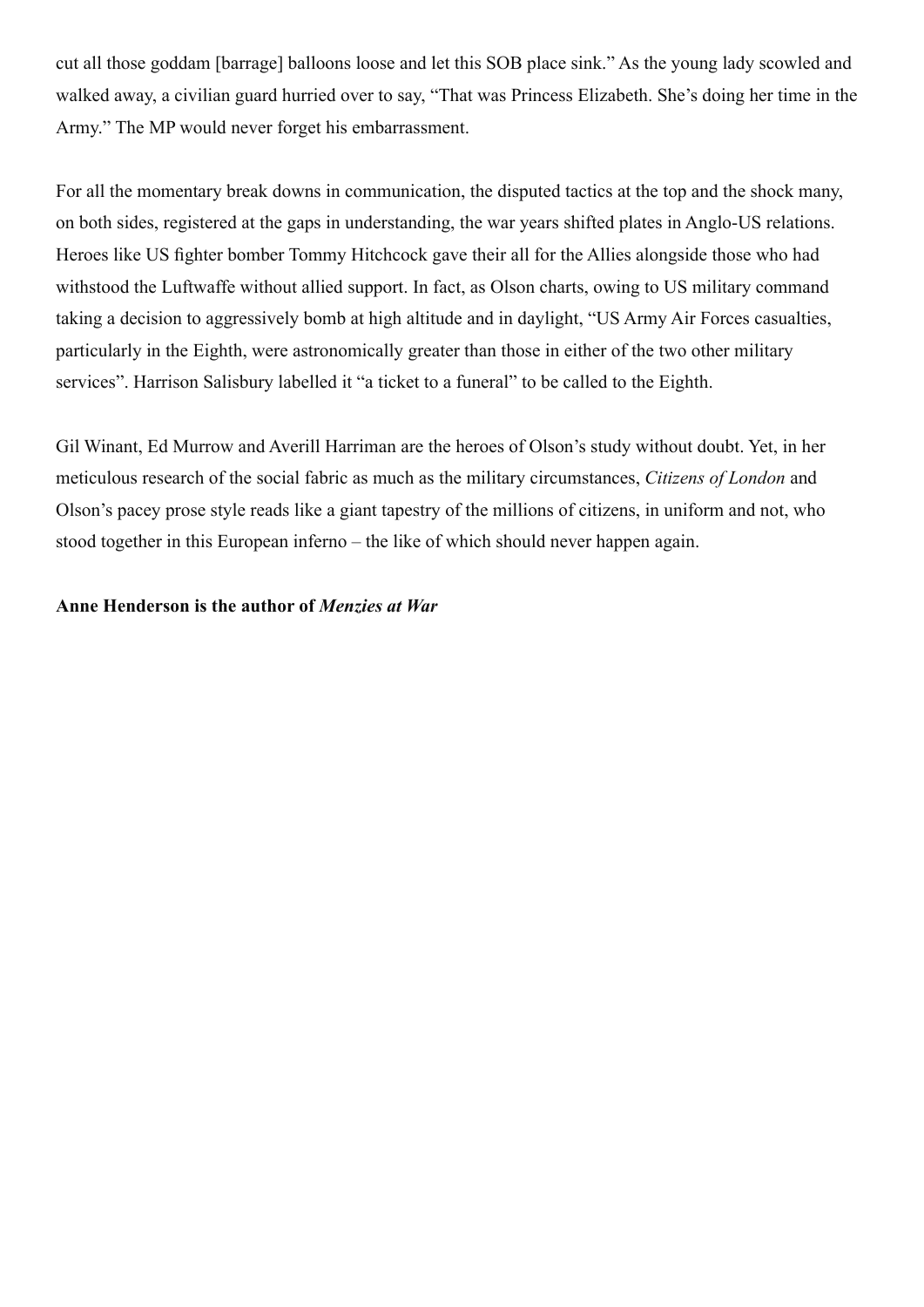cut all those goddam [barrage] balloons loose and let this SOB place sink." As the young lady scowled and walked away, a civilian guard hurried over to say, "That was Princess Elizabeth. She's doing her time in the Army." The MP would never forget his embarrassment.

For all the momentary break downs in communication, the disputed tactics at the top and the shock many, on both sides, registered at the gaps in understanding, the war years shifted plates in Anglo-US relations. Heroes like US fighter bomber Tommy Hitchcock gave their all for the Allies alongside those who had withstood the Luftwaffe without allied support. In fact, as Olson charts, owing to US military command taking a decision to aggressively bomb at high altitude and in daylight, "US Army Air Forces casualties, particularly in the Eighth, were astronomically greater than those in either of the two other military services". Harrison Salisbury labelled it "a ticket to a funeral" to be called to the Eighth.

Gil Winant, Ed Murrow and Averill Harriman are the heroes of Olson's study without doubt. Yet, in her meticulous research of the social fabric as much as the military circumstances, *Citizens of London* and Olson's pacey prose style reads like a giant tapestry of the millions of citizens, in uniform and not, who stood together in this European inferno – the like of which should never happen again.

**Anne Henderson is the author of *Menzies at War***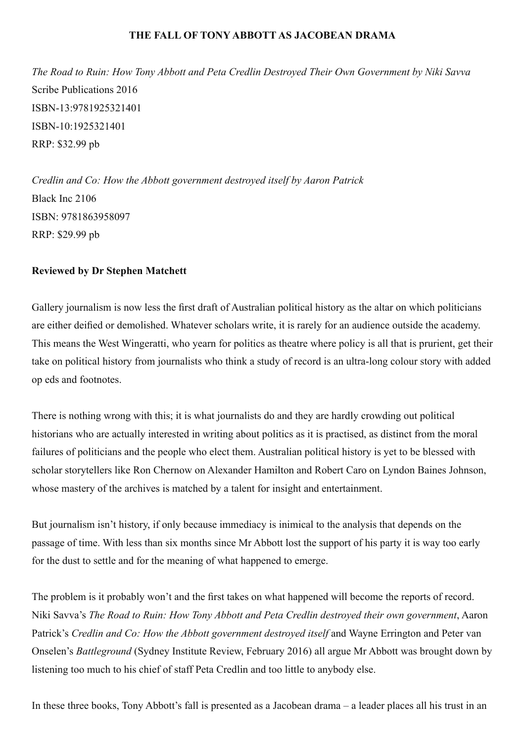**THE FALL OF TONY ABBOTT AS JACOBEAN DRAMA**

*The Road to Ruin: How Tony Abbott and Peta Credlin Destroyed Their Own Government by Niki Savva*
Scribe Publications 2016
ISBN-13:9781925321401
ISBN-10:1925321401
RRP: $32.99 pb

*Credlin and Co: How the Abbott government destroyed itself by Aaron Patrick*
Black Inc 2106
ISBN: 9781863958097
RRP: $29.99 pb

**Reviewed by Dr Stephen Matchett**

Gallery journalism is now less the first draft of Australian political history as the altar on which politicians are either deified or demolished. Whatever scholars write, it is rarely for an audience outside the academy. This means the West Wingeratti, who yearn for politics as theatre where policy is all that is prurient, get their take on political history from journalists who think a study of record is an ultra-long colour story with added op eds and footnotes.

There is nothing wrong with this; it is what journalists do and they are hardly crowding out political historians who are actually interested in writing about politics as it is practised, as distinct from the moral failures of politicians and the people who elect them. Australian political history is yet to be blessed with scholar storytellers like Ron Chernow on Alexander Hamilton and Robert Caro on Lyndon Baines Johnson, whose mastery of the archives is matched by a talent for insight and entertainment.

But journalism isn't history, if only because immediacy is inimical to the analysis that depends on the passage of time. With less than six months since Mr Abbott lost the support of his party it is way too early for the dust to settle and for the meaning of what happened to emerge.

The problem is it probably won't and the first takes on what happened will become the reports of record. Niki Savva's *The Road to Ruin: How Tony Abbott and Peta Credlin destroyed their own government*, Aaron Patrick's *Credlin and Co: How the Abbott government destroyed itself* and Wayne Errington and Peter van Onselen's *Battleground* (Sydney Institute Review, February 2016) all argue Mr Abbott was brought down by listening too much to his chief of staff Peta Credlin and too little to anybody else.

In these three books, Tony Abbott's fall is presented as a Jacobean drama – a leader places all his trust in an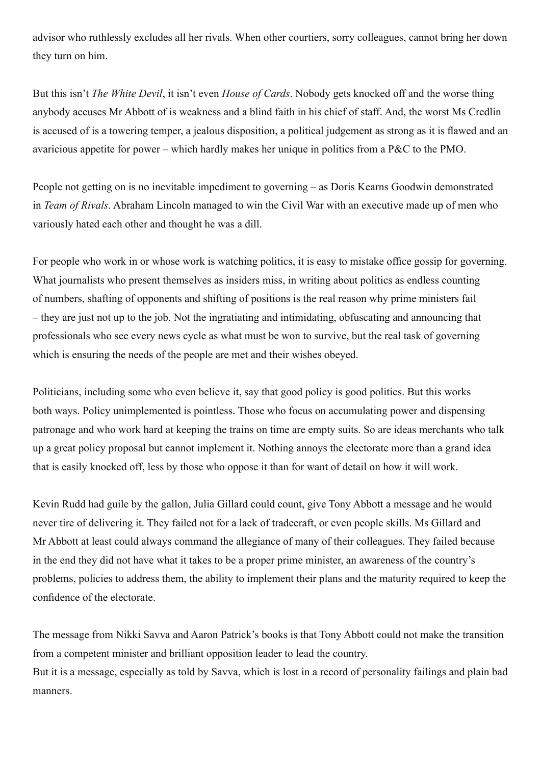advisor who ruthlessly excludes all her rivals. When other courtiers, sorry colleagues, cannot bring her down they turn on him.

But this isn't *The White Devil*, it isn't even *House of Cards*. Nobody gets knocked off and the worse thing anybody accuses Mr Abbott of is weakness and a blind faith in his chief of staff. And, the worst Ms Credlin is accused of is a towering temper, a jealous disposition, a political judgement as strong as it is flawed and an avaricious appetite for power – which hardly makes her unique in politics from a P&C to the PMO.

People not getting on is no inevitable impediment to governing – as Doris Kearns Goodwin demonstrated in *Team of Rivals*. Abraham Lincoln managed to win the Civil War with an executive made up of men who variously hated each other and thought he was a dill.

For people who work in or whose work is watching politics, it is easy to mistake office gossip for governing. What journalists who present themselves as insiders miss, in writing about politics as endless counting of numbers, shafting of opponents and shifting of positions is the real reason why prime ministers fail – they are just not up to the job. Not the ingratiating and intimidating, obfuscating and announcing that professionals who see every news cycle as what must be won to survive, but the real task of governing which is ensuring the needs of the people are met and their wishes obeyed.

Politicians, including some who even believe it, say that good policy is good politics. But this works both ways. Policy unimplemented is pointless. Those who focus on accumulating power and dispensing patronage and who work hard at keeping the trains on time are empty suits. So are ideas merchants who talk up a great policy proposal but cannot implement it. Nothing annoys the electorate more than a grand idea that is easily knocked off, less by those who oppose it than for want of detail on how it will work.

Kevin Rudd had guile by the gallon, Julia Gillard could count, give Tony Abbott a message and he would never tire of delivering it. They failed not for a lack of tradecraft, or even people skills. Ms Gillard and Mr Abbott at least could always command the allegiance of many of their colleagues. They failed because in the end they did not have what it takes to be a proper prime minister, an awareness of the country's problems, policies to address them, the ability to implement their plans and the maturity required to keep the confidence of the electorate.

The message from Nikki Savva and Aaron Patrick's books is that Tony Abbott could not make the transition from a competent minister and brilliant opposition leader to lead the country.
But it is a message, especially as told by Savva, which is lost in a record of personality failings and plain bad manners.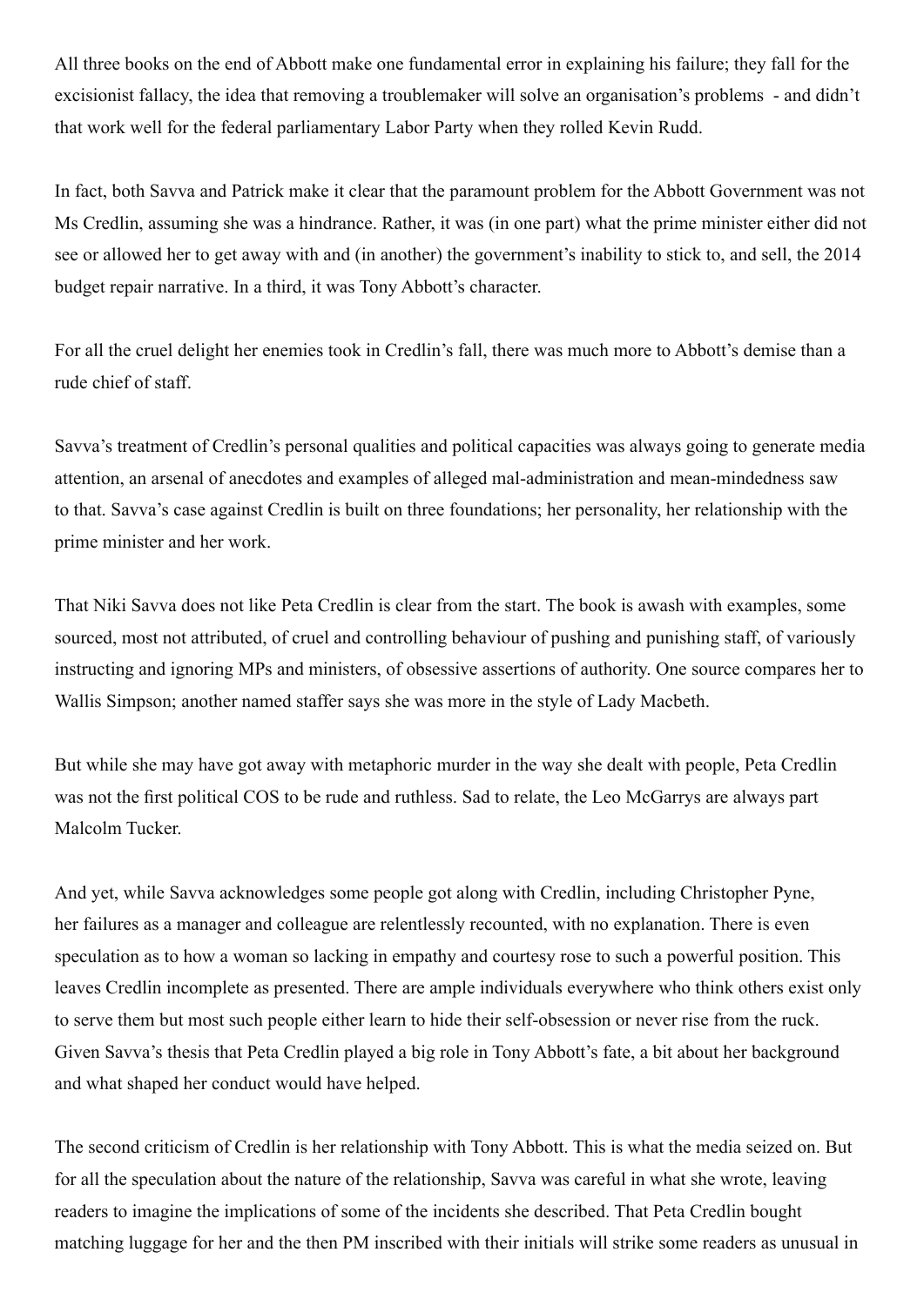All three books on the end of Abbott make one fundamental error in explaining his failure; they fall for the excisionist fallacy, the idea that removing a troublemaker will solve an organisation's problems - and didn't that work well for the federal parliamentary Labor Party when they rolled Kevin Rudd.

In fact, both Savva and Patrick make it clear that the paramount problem for the Abbott Government was not Ms Credlin, assuming she was a hindrance. Rather, it was (in one part) what the prime minister either did not see or allowed her to get away with and (in another) the government's inability to stick to, and sell, the 2014 budget repair narrative. In a third, it was Tony Abbott's character.

For all the cruel delight her enemies took in Credlin's fall, there was much more to Abbott's demise than a rude chief of staff.

Savva's treatment of Credlin's personal qualities and political capacities was always going to generate media attention, an arsenal of anecdotes and examples of alleged mal-administration and mean-mindedness saw to that. Savva's case against Credlin is built on three foundations; her personality, her relationship with the prime minister and her work.

That Niki Savva does not like Peta Credlin is clear from the start. The book is awash with examples, some sourced, most not attributed, of cruel and controlling behaviour of pushing and punishing staff, of variously instructing and ignoring MPs and ministers, of obsessive assertions of authority. One source compares her to Wallis Simpson; another named staffer says she was more in the style of Lady Macbeth.

But while she may have got away with metaphoric murder in the way she dealt with people, Peta Credlin was not the first political COS to be rude and ruthless. Sad to relate, the Leo McGarrys are always part Malcolm Tucker.

And yet, while Savva acknowledges some people got along with Credlin, including Christopher Pyne, her failures as a manager and colleague are relentlessly recounted, with no explanation. There is even speculation as to how a woman so lacking in empathy and courtesy rose to such a powerful position. This leaves Credlin incomplete as presented. There are ample individuals everywhere who think others exist only to serve them but most such people either learn to hide their self-obsession or never rise from the ruck. Given Savva's thesis that Peta Credlin played a big role in Tony Abbott's fate, a bit about her background and what shaped her conduct would have helped.

The second criticism of Credlin is her relationship with Tony Abbott. This is what the media seized on. But for all the speculation about the nature of the relationship, Savva was careful in what she wrote, leaving readers to imagine the implications of some of the incidents she described. That Peta Credlin bought matching luggage for her and the then PM inscribed with their initials will strike some readers as unusual in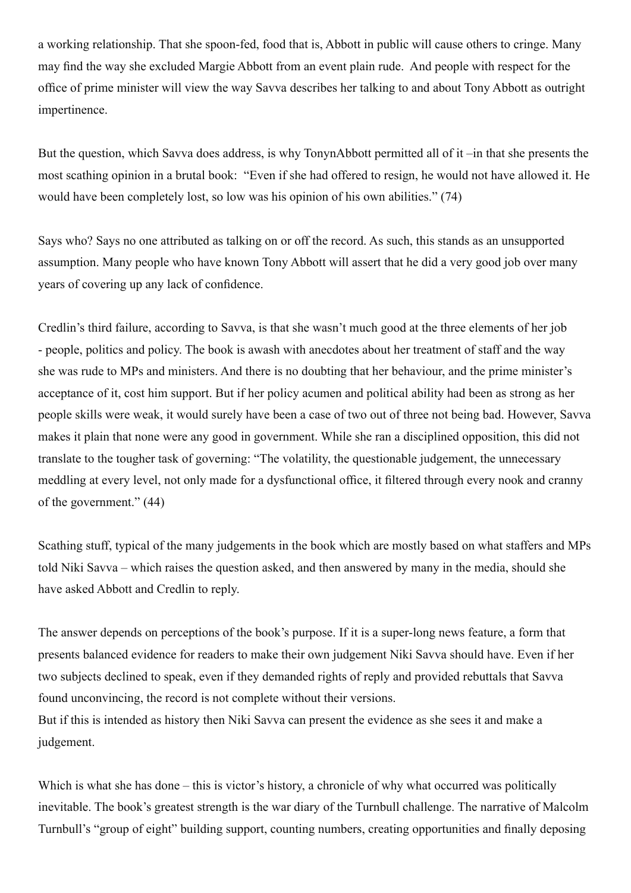a working relationship. That she spoon-fed, food that is, Abbott in public will cause others to cringe. Many may find the way she excluded Margie Abbott from an event plain rude. And people with respect for the office of prime minister will view the way Savva describes her talking to and about Tony Abbott as outright impertinence.

But the question, which Savva does address, is why TonynAbbott permitted all of it –in that she presents the most scathing opinion in a brutal book: "Even if she had offered to resign, he would not have allowed it. He would have been completely lost, so low was his opinion of his own abilities." (74)

Says who? Says no one attributed as talking on or off the record. As such, this stands as an unsupported assumption. Many people who have known Tony Abbott will assert that he did a very good job over many years of covering up any lack of confidence.

Credlin's third failure, according to Savva, is that she wasn't much good at the three elements of her job - people, politics and policy. The book is awash with anecdotes about her treatment of staff and the way she was rude to MPs and ministers. And there is no doubting that her behaviour, and the prime minister's acceptance of it, cost him support. But if her policy acumen and political ability had been as strong as her people skills were weak, it would surely have been a case of two out of three not being bad. However, Savva makes it plain that none were any good in government. While she ran a disciplined opposition, this did not translate to the tougher task of governing: "The volatility, the questionable judgement, the unnecessary meddling at every level, not only made for a dysfunctional office, it filtered through every nook and cranny of the government." (44)

Scathing stuff, typical of the many judgements in the book which are mostly based on what staffers and MPs told Niki Savva – which raises the question asked, and then answered by many in the media, should she have asked Abbott and Credlin to reply.

The answer depends on perceptions of the book's purpose. If it is a super-long news feature, a form that presents balanced evidence for readers to make their own judgement Niki Savva should have. Even if her two subjects declined to speak, even if they demanded rights of reply and provided rebuttals that Savva found unconvincing, the record is not complete without their versions.
But if this is intended as history then Niki Savva can present the evidence as she sees it and make a judgement.

Which is what she has done – this is victor's history, a chronicle of why what occurred was politically inevitable. The book's greatest strength is the war diary of the Turnbull challenge. The narrative of Malcolm Turnbull's "group of eight" building support, counting numbers, creating opportunities and finally deposing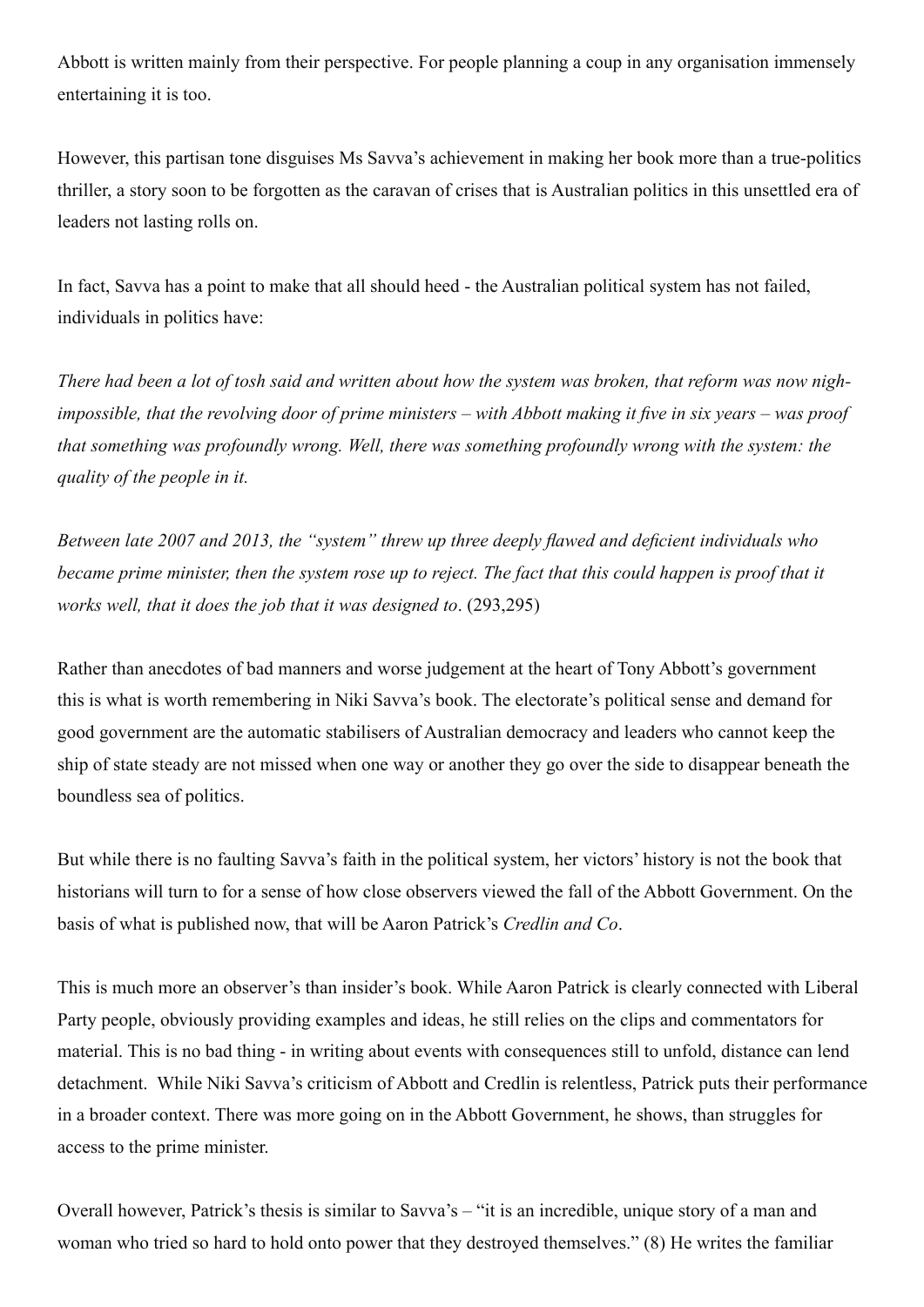Abbott is written mainly from their perspective. For people planning a coup in any organisation immensely entertaining it is too.

However, this partisan tone disguises Ms Savva's achievement in making her book more than a true-politics thriller, a story soon to be forgotten as the caravan of crises that is Australian politics in this unsettled era of leaders not lasting rolls on.

In fact, Savva has a point to make that all should heed - the Australian political system has not failed, individuals in politics have:

*There had been a lot of tosh said and written about how the system was broken, that reform was now nigh-impossible, that the revolving door of prime ministers – with Abbott making it five in six years – was proof that something was profoundly wrong. Well, there was something profoundly wrong with the system: the quality of the people in it.*

*Between late 2007 and 2013, the "system" threw up three deeply flawed and deficient individuals who became prime minister, then the system rose up to reject. The fact that this could happen is proof that it works well, that it does the job that it was designed to*. (293,295)

Rather than anecdotes of bad manners and worse judgement at the heart of Tony Abbott's government this is what is worth remembering in Niki Savva's book. The electorate's political sense and demand for good government are the automatic stabilisers of Australian democracy and leaders who cannot keep the ship of state steady are not missed when one way or another they go over the side to disappear beneath the boundless sea of politics.

But while there is no faulting Savva's faith in the political system, her victors' history is not the book that historians will turn to for a sense of how close observers viewed the fall of the Abbott Government. On the basis of what is published now, that will be Aaron Patrick's *Credlin and Co*.

This is much more an observer's than insider's book. While Aaron Patrick is clearly connected with Liberal Party people, obviously providing examples and ideas, he still relies on the clips and commentators for material. This is no bad thing - in writing about events with consequences still to unfold, distance can lend detachment. While Niki Savva's criticism of Abbott and Credlin is relentless, Patrick puts their performance in a broader context. There was more going on in the Abbott Government, he shows, than struggles for access to the prime minister.

Overall however, Patrick's thesis is similar to Savva's – "it is an incredible, unique story of a man and woman who tried so hard to hold onto power that they destroyed themselves." (8) He writes the familiar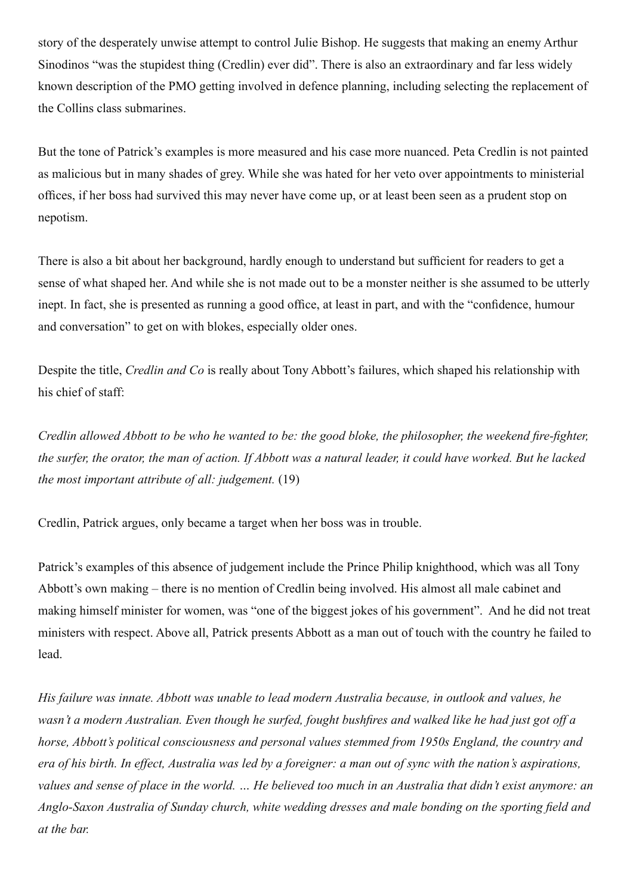story of the desperately unwise attempt to control Julie Bishop. He suggests that making an enemy Arthur Sinodinos "was the stupidest thing (Credlin) ever did". There is also an extraordinary and far less widely known description of the PMO getting involved in defence planning, including selecting the replacement of the Collins class submarines.

But the tone of Patrick's examples is more measured and his case more nuanced. Peta Credlin is not painted as malicious but in many shades of grey. While she was hated for her veto over appointments to ministerial offices, if her boss had survived this may never have come up, or at least been seen as a prudent stop on nepotism.

There is also a bit about her background, hardly enough to understand but sufficient for readers to get a sense of what shaped her. And while she is not made out to be a monster neither is she assumed to be utterly inept. In fact, she is presented as running a good office, at least in part, and with the "confidence, humour and conversation" to get on with blokes, especially older ones.

Despite the title, *Credlin and Co* is really about Tony Abbott's failures, which shaped his relationship with his chief of staff:

*Credlin allowed Abbott to be who he wanted to be: the good bloke, the philosopher, the weekend fire-fighter, the surfer, the orator, the man of action. If Abbott was a natural leader, it could have worked. But he lacked the most important attribute of all: judgement.* (19)

Credlin, Patrick argues, only became a target when her boss was in trouble.

Patrick's examples of this absence of judgement include the Prince Philip knighthood, which was all Tony Abbott's own making – there is no mention of Credlin being involved. His almost all male cabinet and making himself minister for women, was "one of the biggest jokes of his government". And he did not treat ministers with respect. Above all, Patrick presents Abbott as a man out of touch with the country he failed to lead.

*His failure was innate. Abbott was unable to lead modern Australia because, in outlook and values, he wasn't a modern Australian. Even though he surfed, fought bushfires and walked like he had just got off a horse, Abbott's political consciousness and personal values stemmed from 1950s England, the country and era of his birth. In effect, Australia was led by a foreigner: a man out of sync with the nation's aspirations, values and sense of place in the world. … He believed too much in an Australia that didn't exist anymore: an Anglo-Saxon Australia of Sunday church, white wedding dresses and male bonding on the sporting field and at the bar.*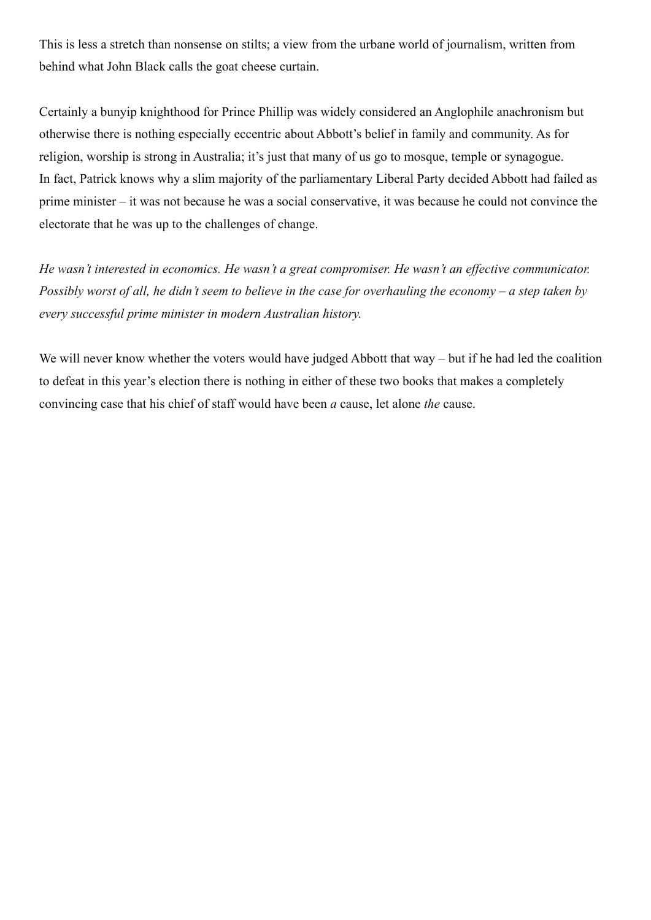This is less a stretch than nonsense on stilts; a view from the urbane world of journalism, written from behind what John Black calls the goat cheese curtain.

Certainly a bunyip knighthood for Prince Phillip was widely considered an Anglophile anachronism but otherwise there is nothing especially eccentric about Abbott's belief in family and community. As for religion, worship is strong in Australia; it's just that many of us go to mosque, temple or synagogue.
In fact, Patrick knows why a slim majority of the parliamentary Liberal Party decided Abbott had failed as prime minister – it was not because he was a social conservative, it was because he could not convince the electorate that he was up to the challenges of change.

*He wasn't interested in economics. He wasn't a great compromiser. He wasn't an effective communicator. Possibly worst of all, he didn't seem to believe in the case for overhauling the economy – a step taken by every successful prime minister in modern Australian history.*

We will never know whether the voters would have judged Abbott that way – but if he had led the coalition to defeat in this year's election there is nothing in either of these two books that makes a completely convincing case that his chief of staff would have been *a* cause, let alone *the* cause.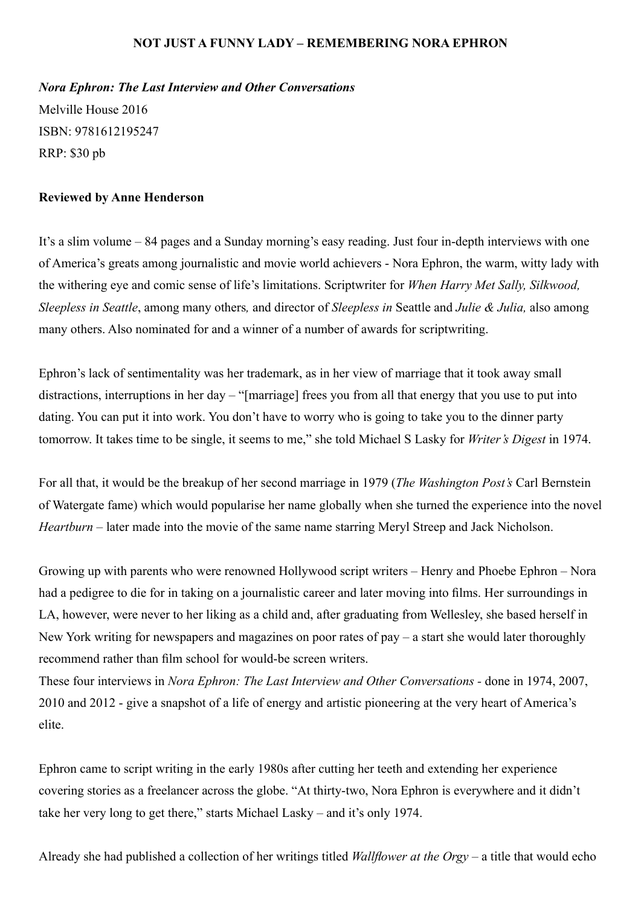**NOT JUST A FUNNY LADY – REMEMBERING NORA EPHRON**

***Nora Ephron: The Last Interview and Other Conversations***
Melville House 2016
ISBN: 9781612195247
RRP: $30 pb

**Reviewed by Anne Henderson**

It's a slim volume – 84 pages and a Sunday morning's easy reading. Just four in-depth interviews with one of America's greats among journalistic and movie world achievers - Nora Ephron, the warm, witty lady with the withering eye and comic sense of life's limitations. Scriptwriter for *When Harry Met Sally, Silkwood, Sleepless in Seattle*, among many others*,* and director of *Sleepless in* Seattle and *Julie & Julia,* also among many others. Also nominated for and a winner of a number of awards for scriptwriting.

Ephron's lack of sentimentality was her trademark, as in her view of marriage that it took away small distractions, interruptions in her day – "[marriage] frees you from all that energy that you use to put into dating. You can put it into work. You don't have to worry who is going to take you to the dinner party tomorrow. It takes time to be single, it seems to me," she told Michael S Lasky for *Writer's Digest* in 1974.

For all that, it would be the breakup of her second marriage in 1979 (*The Washington Post's* Carl Bernstein of Watergate fame) which would popularise her name globally when she turned the experience into the novel *Heartburn* – later made into the movie of the same name starring Meryl Streep and Jack Nicholson.

Growing up with parents who were renowned Hollywood script writers – Henry and Phoebe Ephron – Nora had a pedigree to die for in taking on a journalistic career and later moving into films. Her surroundings in LA, however, were never to her liking as a child and, after graduating from Wellesley, she based herself in New York writing for newspapers and magazines on poor rates of pay – a start she would later thoroughly recommend rather than film school for would-be screen writers.
These four interviews in *Nora Ephron: The Last Interview and Other Conversations* - done in 1974, 2007, 2010 and 2012 - give a snapshot of a life of energy and artistic pioneering at the very heart of America's elite.

Ephron came to script writing in the early 1980s after cutting her teeth and extending her experience covering stories as a freelancer across the globe. "At thirty-two, Nora Ephron is everywhere and it didn't take her very long to get there," starts Michael Lasky – and it's only 1974.

Already she had published a collection of her writings titled *Wallflower at the Orgy* – a title that would echo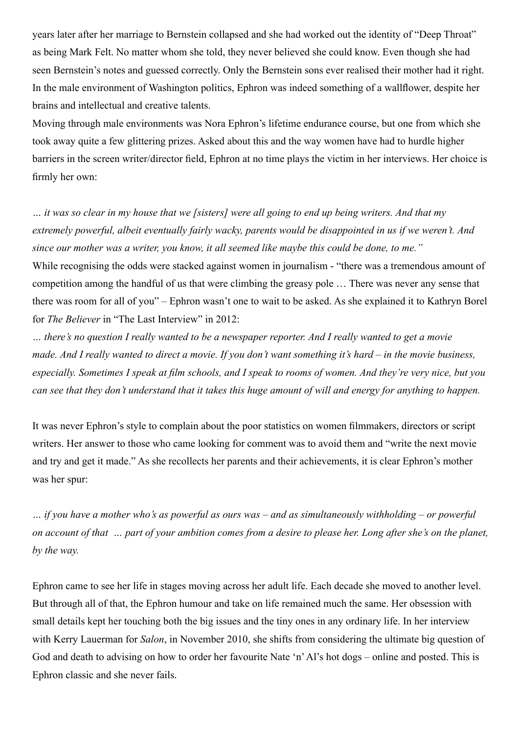years later after her marriage to Bernstein collapsed and she had worked out the identity of "Deep Throat" as being Mark Felt. No matter whom she told, they never believed she could know. Even though she had seen Bernstein's notes and guessed correctly. Only the Bernstein sons ever realised their mother had it right. In the male environment of Washington politics, Ephron was indeed something of a wallflower, despite her brains and intellectual and creative talents.

Moving through male environments was Nora Ephron's lifetime endurance course, but one from which she took away quite a few glittering prizes. Asked about this and the way women have had to hurdle higher barriers in the screen writer/director field, Ephron at no time plays the victim in her interviews. Her choice is firmly her own:

*… it was so clear in my house that we [sisters] were all going to end up being writers. And that my extremely powerful, albeit eventually fairly wacky, parents would be disappointed in us if we weren't. And since our mother was a writer, you know, it all seemed like maybe this could be done, to me."*

While recognising the odds were stacked against women in journalism - "there was a tremendous amount of competition among the handful of us that were climbing the greasy pole … There was never any sense that there was room for all of you" – Ephron wasn't one to wait to be asked. As she explained it to Kathryn Borel for *The Believer* in "The Last Interview" in 2012:

*… there's no question I really wanted to be a newspaper reporter. And I really wanted to get a movie made. And I really wanted to direct a movie. If you don't want something it's hard – in the movie business, especially. Sometimes I speak at film schools, and I speak to rooms of women. And they're very nice, but you can see that they don't understand that it takes this huge amount of will and energy for anything to happen.*

It was never Ephron's style to complain about the poor statistics on women filmmakers, directors or script writers. Her answer to those who came looking for comment was to avoid them and "write the next movie and try and get it made." As she recollects her parents and their achievements, it is clear Ephron's mother was her spur:

*… if you have a mother who's as powerful as ours was – and as simultaneously withholding – or powerful on account of that … part of your ambition comes from a desire to please her. Long after she's on the planet, by the way.*

Ephron came to see her life in stages moving across her adult life. Each decade she moved to another level. But through all of that, the Ephron humour and take on life remained much the same. Her obsession with small details kept her touching both the big issues and the tiny ones in any ordinary life. In her interview with Kerry Lauerman for *Salon*, in November 2010, she shifts from considering the ultimate big question of God and death to advising on how to order her favourite Nate 'n' Al's hot dogs – online and posted. This is Ephron classic and she never fails.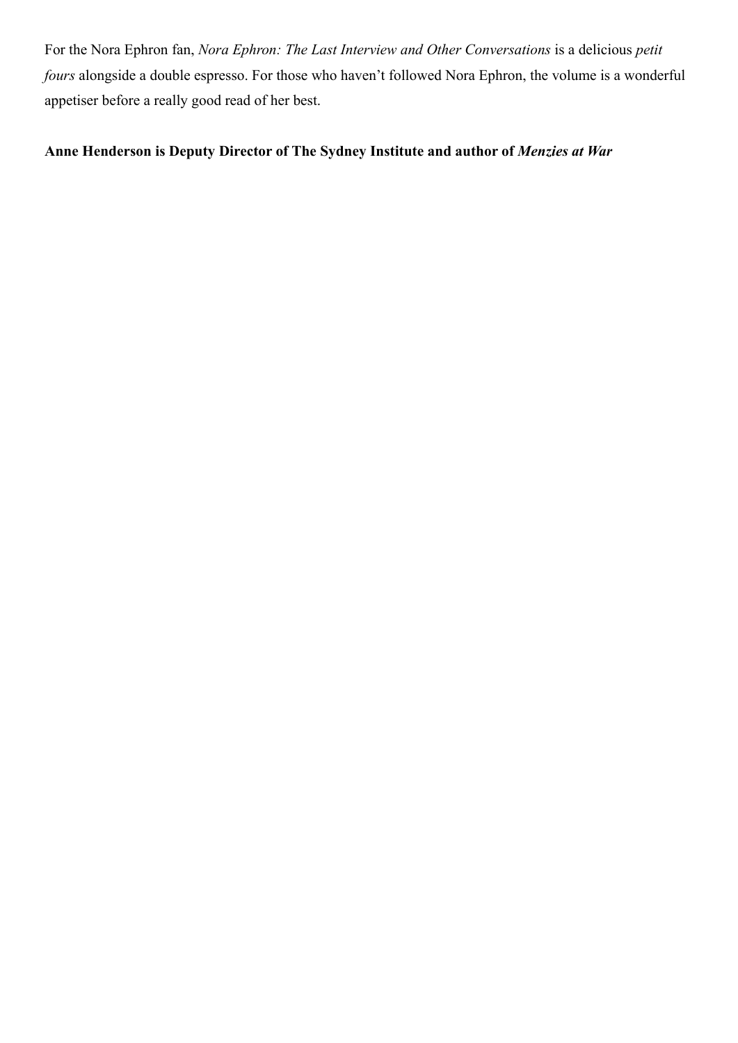For the Nora Ephron fan, *Nora Ephron: The Last Interview and Other Conversations* is a delicious *petit fours* alongside a double espresso. For those who haven't followed Nora Ephron, the volume is a wonderful appetiser before a really good read of her best.

**Anne Henderson is Deputy Director of The Sydney Institute and author of *Menzies at War***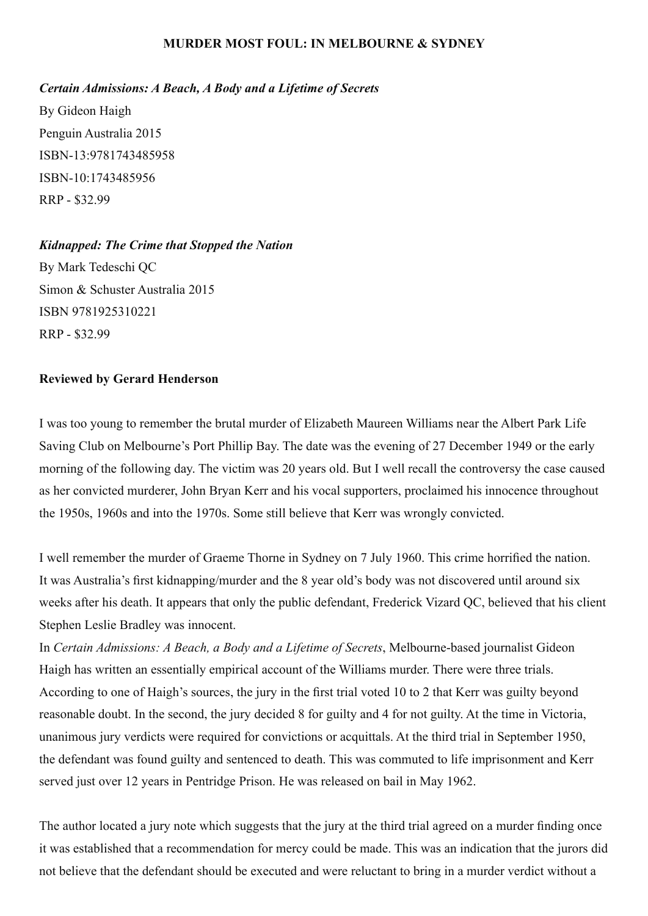**MURDER MOST FOUL: IN MELBOURNE & SYDNEY**

***Certain Admissions: A Beach, A Body and a Lifetime of Secrets***

By Gideon Haigh
Penguin Australia 2015
ISBN-13:9781743485958
ISBN-10:1743485956
RRP - $32.99

***Kidnapped: The Crime that Stopped the Nation***

By Mark Tedeschi QC
Simon & Schuster Australia 2015
ISBN 9781925310221
RRP - $32.99

**Reviewed by Gerard Henderson**

I was too young to remember the brutal murder of Elizabeth Maureen Williams near the Albert Park Life Saving Club on Melbourne's Port Phillip Bay. The date was the evening of 27 December 1949 or the early morning of the following day. The victim was 20 years old. But I well recall the controversy the case caused as her convicted murderer, John Bryan Kerr and his vocal supporters, proclaimed his innocence throughout the 1950s, 1960s and into the 1970s. Some still believe that Kerr was wrongly convicted.

I well remember the murder of Graeme Thorne in Sydney on 7 July 1960. This crime horrified the nation. It was Australia's first kidnapping/murder and the 8 year old's body was not discovered until around six weeks after his death. It appears that only the public defendant, Frederick Vizard QC, believed that his client Stephen Leslie Bradley was innocent.

In *Certain Admissions: A Beach, a Body and a Lifetime of Secrets*, Melbourne-based journalist Gideon Haigh has written an essentially empirical account of the Williams murder. There were three trials. According to one of Haigh's sources, the jury in the first trial voted 10 to 2 that Kerr was guilty beyond reasonable doubt. In the second, the jury decided 8 for guilty and 4 for not guilty. At the time in Victoria, unanimous jury verdicts were required for convictions or acquittals. At the third trial in September 1950, the defendant was found guilty and sentenced to death. This was commuted to life imprisonment and Kerr served just over 12 years in Pentridge Prison. He was released on bail in May 1962.

The author located a jury note which suggests that the jury at the third trial agreed on a murder finding once it was established that a recommendation for mercy could be made. This was an indication that the jurors did not believe that the defendant should be executed and were reluctant to bring in a murder verdict without a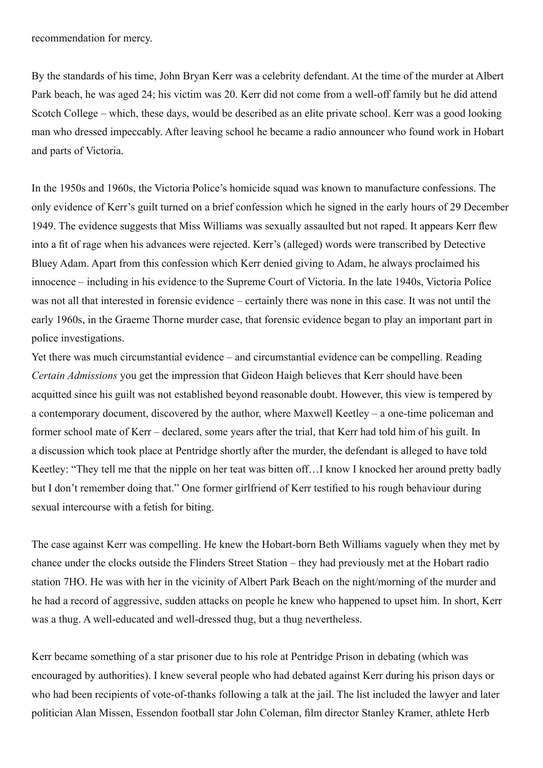recommendation for mercy.

By the standards of his time, John Bryan Kerr was a celebrity defendant. At the time of the murder at Albert Park beach, he was aged 24; his victim was 20. Kerr did not come from a well-off family but he did attend Scotch College – which, these days, would be described as an elite private school. Kerr was a good looking man who dressed impeccably. After leaving school he became a radio announcer who found work in Hobart and parts of Victoria.

In the 1950s and 1960s, the Victoria Police's homicide squad was known to manufacture confessions. The only evidence of Kerr's guilt turned on a brief confession which he signed in the early hours of 29 December 1949. The evidence suggests that Miss Williams was sexually assaulted but not raped. It appears Kerr flew into a fit of rage when his advances were rejected. Kerr's (alleged) words were transcribed by Detective Bluey Adam. Apart from this confession which Kerr denied giving to Adam, he always proclaimed his innocence – including in his evidence to the Supreme Court of Victoria. In the late 1940s, Victoria Police was not all that interested in forensic evidence – certainly there was none in this case. It was not until the early 1960s, in the Graeme Thorne murder case, that forensic evidence began to play an important part in police investigations.

Yet there was much circumstantial evidence – and circumstantial evidence can be compelling. Reading *Certain Admissions* you get the impression that Gideon Haigh believes that Kerr should have been acquitted since his guilt was not established beyond reasonable doubt. However, this view is tempered by a contemporary document, discovered by the author, where Maxwell Keetley – a one-time policeman and former school mate of Kerr – declared, some years after the trial, that Kerr had told him of his guilt. In a discussion which took place at Pentridge shortly after the murder, the defendant is alleged to have told Keetley: "They tell me that the nipple on her teat was bitten off…I know I knocked her around pretty badly but I don't remember doing that." One former girlfriend of Kerr testified to his rough behaviour during sexual intercourse with a fetish for biting.

The case against Kerr was compelling. He knew the Hobart-born Beth Williams vaguely when they met by chance under the clocks outside the Flinders Street Station – they had previously met at the Hobart radio station 7HO. He was with her in the vicinity of Albert Park Beach on the night/morning of the murder and he had a record of aggressive, sudden attacks on people he knew who happened to upset him. In short, Kerr was a thug. A well-educated and well-dressed thug, but a thug nevertheless.

Kerr became something of a star prisoner due to his role at Pentridge Prison in debating (which was encouraged by authorities). I knew several people who had debated against Kerr during his prison days or who had been recipients of vote-of-thanks following a talk at the jail. The list included the lawyer and later politician Alan Missen, Essendon football star John Coleman, film director Stanley Kramer, athlete Herb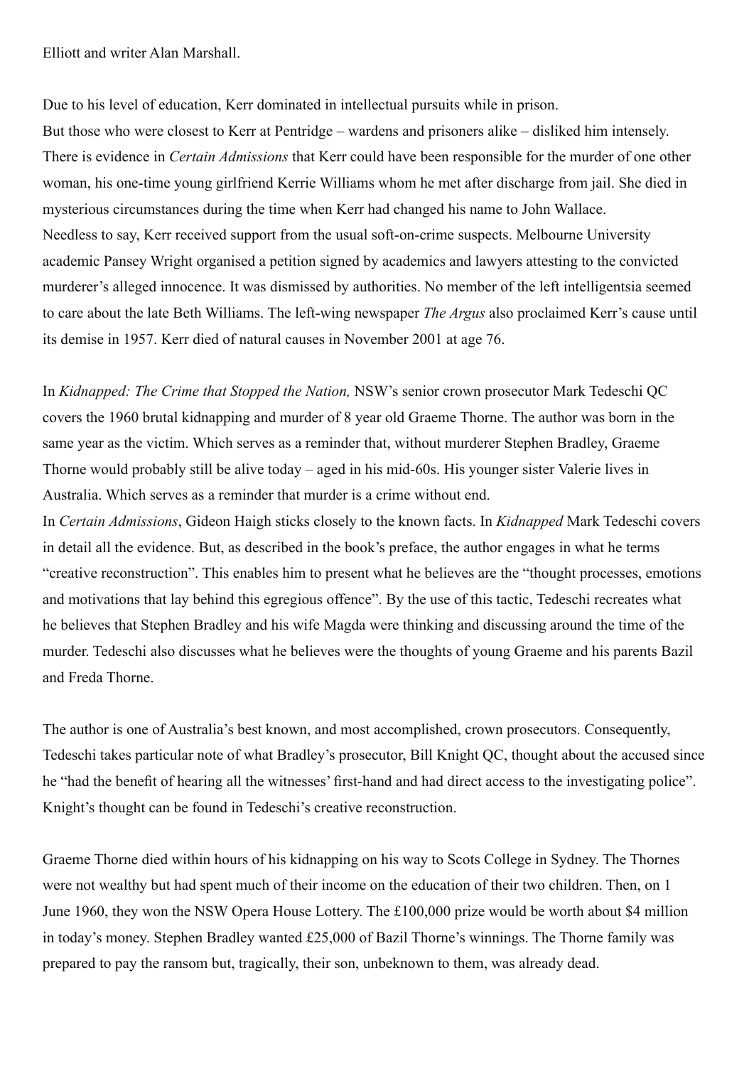Elliott and writer Alan Marshall.

Due to his level of education, Kerr dominated in intellectual pursuits while in prison.
But those who were closest to Kerr at Pentridge – wardens and prisoners alike – disliked him intensely. There is evidence in *Certain Admissions* that Kerr could have been responsible for the murder of one other woman, his one-time young girlfriend Kerrie Williams whom he met after discharge from jail. She died in mysterious circumstances during the time when Kerr had changed his name to John Wallace.
Needless to say, Kerr received support from the usual soft-on-crime suspects. Melbourne University academic Pansey Wright organised a petition signed by academics and lawyers attesting to the convicted murderer's alleged innocence. It was dismissed by authorities. No member of the left intelligentsia seemed to care about the late Beth Williams. The left-wing newspaper *The Argus* also proclaimed Kerr's cause until its demise in 1957. Kerr died of natural causes in November 2001 at age 76.

In *Kidnapped: The Crime that Stopped the Nation,* NSW's senior crown prosecutor Mark Tedeschi QC covers the 1960 brutal kidnapping and murder of 8 year old Graeme Thorne. The author was born in the same year as the victim. Which serves as a reminder that, without murderer Stephen Bradley, Graeme Thorne would probably still be alive today – aged in his mid-60s. His younger sister Valerie lives in Australia. Which serves as a reminder that murder is a crime without end.
In *Certain Admissions*, Gideon Haigh sticks closely to the known facts. In *Kidnapped* Mark Tedeschi covers in detail all the evidence. But, as described in the book's preface, the author engages in what he terms "creative reconstruction". This enables him to present what he believes are the "thought processes, emotions and motivations that lay behind this egregious offence". By the use of this tactic, Tedeschi recreates what he believes that Stephen Bradley and his wife Magda were thinking and discussing around the time of the murder. Tedeschi also discusses what he believes were the thoughts of young Graeme and his parents Bazil and Freda Thorne.

The author is one of Australia's best known, and most accomplished, crown prosecutors. Consequently, Tedeschi takes particular note of what Bradley's prosecutor, Bill Knight QC, thought about the accused since he "had the benefit of hearing all the witnesses' first-hand and had direct access to the investigating police". Knight's thought can be found in Tedeschi's creative reconstruction.

Graeme Thorne died within hours of his kidnapping on his way to Scots College in Sydney. The Thornes were not wealthy but had spent much of their income on the education of their two children. Then, on 1 June 1960, they won the NSW Opera House Lottery. The £100,000 prize would be worth about $4 million in today's money. Stephen Bradley wanted £25,000 of Bazil Thorne's winnings. The Thorne family was prepared to pay the ransom but, tragically, their son, unbeknown to them, was already dead.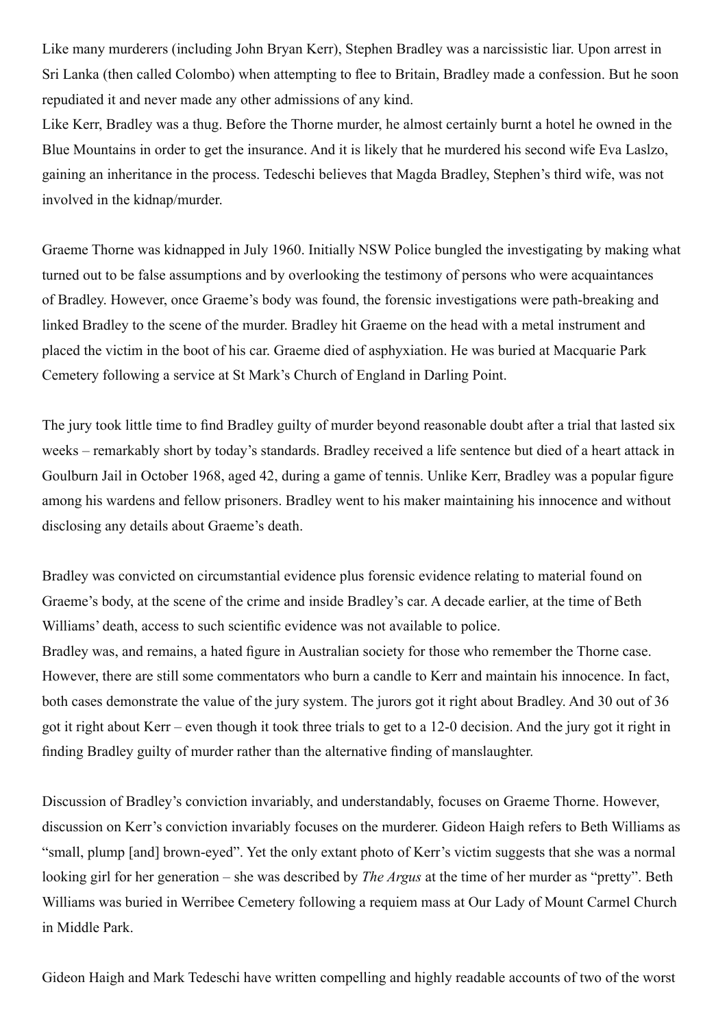Like many murderers (including John Bryan Kerr), Stephen Bradley was a narcissistic liar. Upon arrest in Sri Lanka (then called Colombo) when attempting to flee to Britain, Bradley made a confession. But he soon repudiated it and never made any other admissions of any kind.

Like Kerr, Bradley was a thug. Before the Thorne murder, he almost certainly burnt a hotel he owned in the Blue Mountains in order to get the insurance. And it is likely that he murdered his second wife Eva Laslzo, gaining an inheritance in the process. Tedeschi believes that Magda Bradley, Stephen's third wife, was not involved in the kidnap/murder.

Graeme Thorne was kidnapped in July 1960. Initially NSW Police bungled the investigating by making what turned out to be false assumptions and by overlooking the testimony of persons who were acquaintances of Bradley. However, once Graeme's body was found, the forensic investigations were path-breaking and linked Bradley to the scene of the murder. Bradley hit Graeme on the head with a metal instrument and placed the victim in the boot of his car. Graeme died of asphyxiation. He was buried at Macquarie Park Cemetery following a service at St Mark's Church of England in Darling Point.

The jury took little time to find Bradley guilty of murder beyond reasonable doubt after a trial that lasted six weeks – remarkably short by today's standards. Bradley received a life sentence but died of a heart attack in Goulburn Jail in October 1968, aged 42, during a game of tennis. Unlike Kerr, Bradley was a popular figure among his wardens and fellow prisoners. Bradley went to his maker maintaining his innocence and without disclosing any details about Graeme's death.

Bradley was convicted on circumstantial evidence plus forensic evidence relating to material found on Graeme's body, at the scene of the crime and inside Bradley's car. A decade earlier, at the time of Beth Williams' death, access to such scientific evidence was not available to police.

Bradley was, and remains, a hated figure in Australian society for those who remember the Thorne case. However, there are still some commentators who burn a candle to Kerr and maintain his innocence. In fact, both cases demonstrate the value of the jury system. The jurors got it right about Bradley. And 30 out of 36 got it right about Kerr – even though it took three trials to get to a 12-0 decision. And the jury got it right in finding Bradley guilty of murder rather than the alternative finding of manslaughter.

Discussion of Bradley's conviction invariably, and understandably, focuses on Graeme Thorne. However, discussion on Kerr's conviction invariably focuses on the murderer. Gideon Haigh refers to Beth Williams as "small, plump [and] brown-eyed". Yet the only extant photo of Kerr's victim suggests that she was a normal looking girl for her generation – she was described by *The Argus* at the time of her murder as "pretty". Beth Williams was buried in Werribee Cemetery following a requiem mass at Our Lady of Mount Carmel Church in Middle Park.

Gideon Haigh and Mark Tedeschi have written compelling and highly readable accounts of two of the worst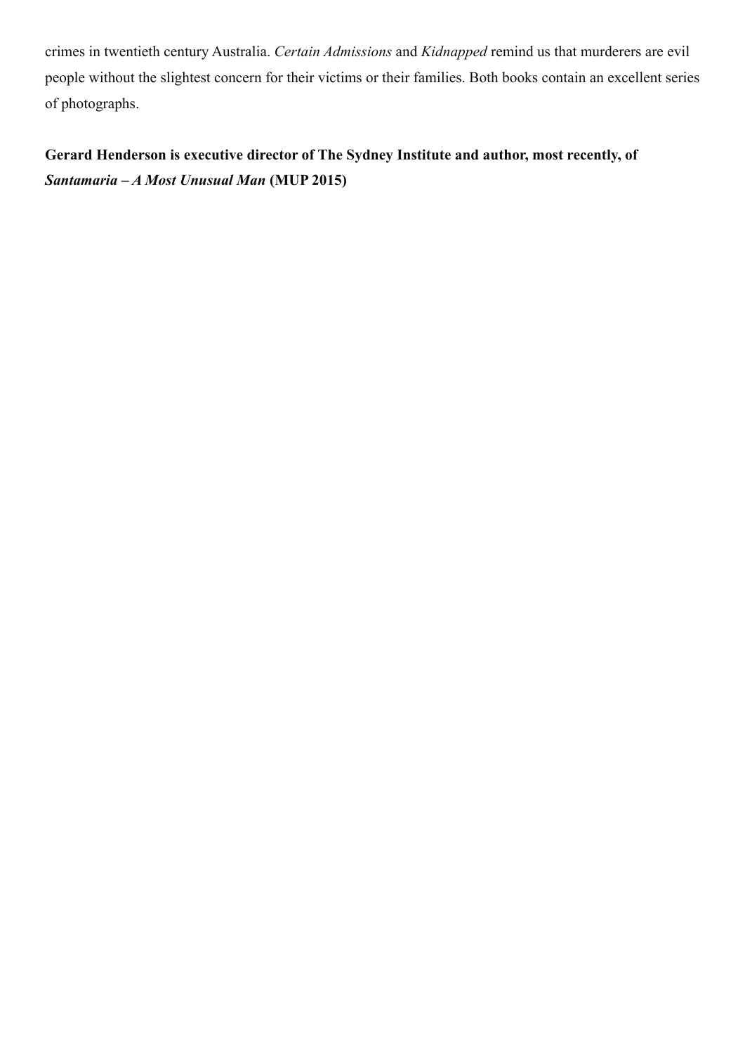crimes in twentieth century Australia. *Certain Admissions* and *Kidnapped* remind us that murderers are evil people without the slightest concern for their victims or their families. Both books contain an excellent series of photographs.

**Gerard Henderson is executive director of The Sydney Institute and author, most recently, of *Santamaria – A Most Unusual Man* (MUP 2015)**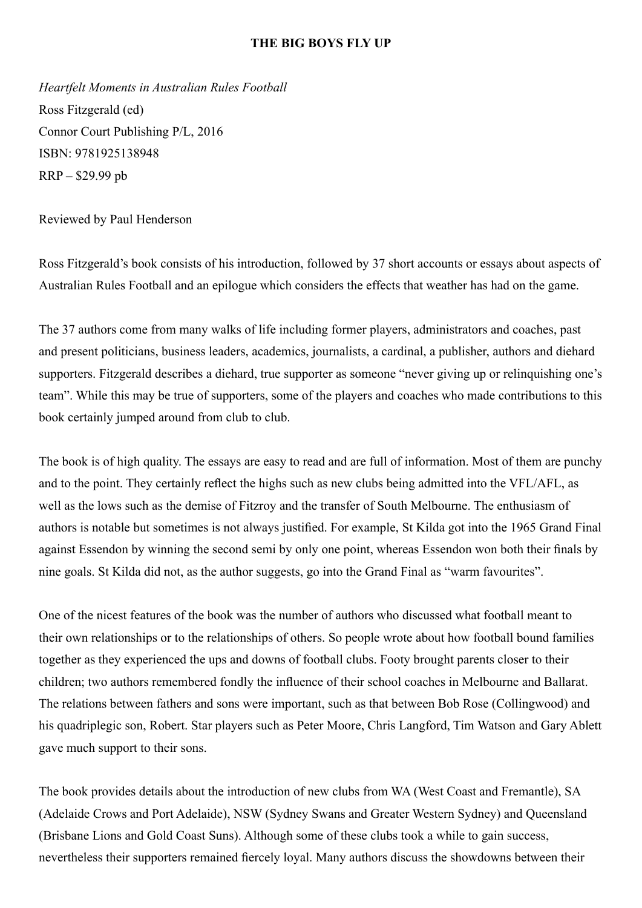**THE BIG BOYS FLY UP**

*Heartfelt Moments in Australian Rules Football*
Ross Fitzgerald (ed)
Connor Court Publishing P/L, 2016
ISBN: 9781925138948
RRP – $29.99 pb

Reviewed by Paul Henderson

Ross Fitzgerald's book consists of his introduction, followed by 37 short accounts or essays about aspects of Australian Rules Football and an epilogue which considers the effects that weather has had on the game.

The 37 authors come from many walks of life including former players, administrators and coaches, past and present politicians, business leaders, academics, journalists, a cardinal, a publisher, authors and diehard supporters. Fitzgerald describes a diehard, true supporter as someone "never giving up or relinquishing one's team". While this may be true of supporters, some of the players and coaches who made contributions to this book certainly jumped around from club to club.

The book is of high quality. The essays are easy to read and are full of information. Most of them are punchy and to the point. They certainly reflect the highs such as new clubs being admitted into the VFL/AFL, as well as the lows such as the demise of Fitzroy and the transfer of South Melbourne. The enthusiasm of authors is notable but sometimes is not always justified. For example, St Kilda got into the 1965 Grand Final against Essendon by winning the second semi by only one point, whereas Essendon won both their finals by nine goals. St Kilda did not, as the author suggests, go into the Grand Final as "warm favourites".

One of the nicest features of the book was the number of authors who discussed what football meant to their own relationships or to the relationships of others. So people wrote about how football bound families together as they experienced the ups and downs of football clubs. Footy brought parents closer to their children; two authors remembered fondly the influence of their school coaches in Melbourne and Ballarat. The relations between fathers and sons were important, such as that between Bob Rose (Collingwood) and his quadriplegic son, Robert. Star players such as Peter Moore, Chris Langford, Tim Watson and Gary Ablett gave much support to their sons.

The book provides details about the introduction of new clubs from WA (West Coast and Fremantle), SA (Adelaide Crows and Port Adelaide), NSW (Sydney Swans and Greater Western Sydney) and Queensland (Brisbane Lions and Gold Coast Suns). Although some of these clubs took a while to gain success, nevertheless their supporters remained fiercely loyal. Many authors discuss the showdowns between their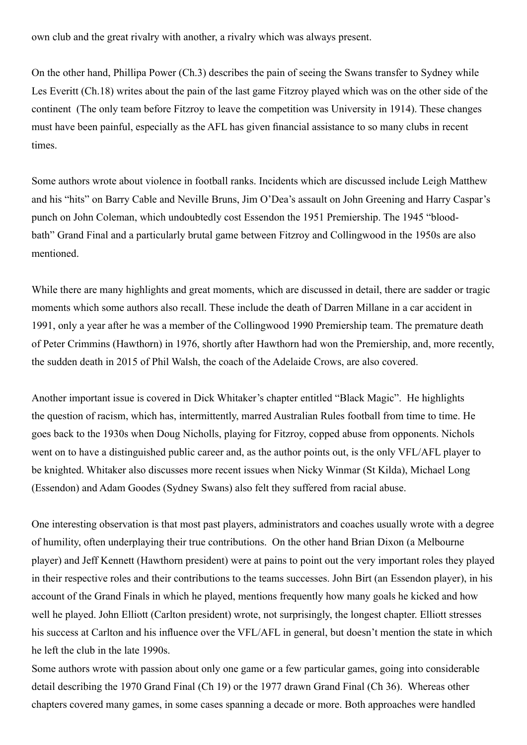own club and the great rivalry with another, a rivalry which was always present.

On the other hand, Phillipa Power (Ch.3) describes the pain of seeing the Swans transfer to Sydney while Les Everitt (Ch.18) writes about the pain of the last game Fitzroy played which was on the other side of the continent  (The only team before Fitzroy to leave the competition was University in 1914). These changes must have been painful, especially as the AFL has given financial assistance to so many clubs in recent times.

Some authors wrote about violence in football ranks. Incidents which are discussed include Leigh Matthew and his "hits" on Barry Cable and Neville Bruns, Jim O'Dea's assault on John Greening and Harry Caspar's punch on John Coleman, which undoubtedly cost Essendon the 1951 Premiership. The 1945 "blood-bath" Grand Final and a particularly brutal game between Fitzroy and Collingwood in the 1950s are also mentioned.

While there are many highlights and great moments, which are discussed in detail, there are sadder or tragic moments which some authors also recall. These include the death of Darren Millane in a car accident in 1991, only a year after he was a member of the Collingwood 1990 Premiership team. The premature death of Peter Crimmins (Hawthorn) in 1976, shortly after Hawthorn had won the Premiership, and, more recently, the sudden death in 2015 of Phil Walsh, the coach of the Adelaide Crows, are also covered.

Another important issue is covered in Dick Whitaker's chapter entitled "Black Magic".  He highlights the question of racism, which has, intermittently, marred Australian Rules football from time to time. He goes back to the 1930s when Doug Nicholls, playing for Fitzroy, copped abuse from opponents. Nichols went on to have a distinguished public career and, as the author points out, is the only VFL/AFL player to be knighted. Whitaker also discusses more recent issues when Nicky Winmar (St Kilda), Michael Long (Essendon) and Adam Goodes (Sydney Swans) also felt they suffered from racial abuse.

One interesting observation is that most past players, administrators and coaches usually wrote with a degree of humility, often underplaying their true contributions.  On the other hand Brian Dixon (a Melbourne player) and Jeff Kennett (Hawthorn president) were at pains to point out the very important roles they played in their respective roles and their contributions to the teams successes. John Birt (an Essendon player), in his account of the Grand Finals in which he played, mentions frequently how many goals he kicked and how well he played. John Elliott (Carlton president) wrote, not surprisingly, the longest chapter. Elliott stresses his success at Carlton and his influence over the VFL/AFL in general, but doesn't mention the state in which he left the club in the late 1990s.

Some authors wrote with passion about only one game or a few particular games, going into considerable detail describing the 1970 Grand Final (Ch 19) or the 1977 drawn Grand Final (Ch 36).  Whereas other chapters covered many games, in some cases spanning a decade or more. Both approaches were handled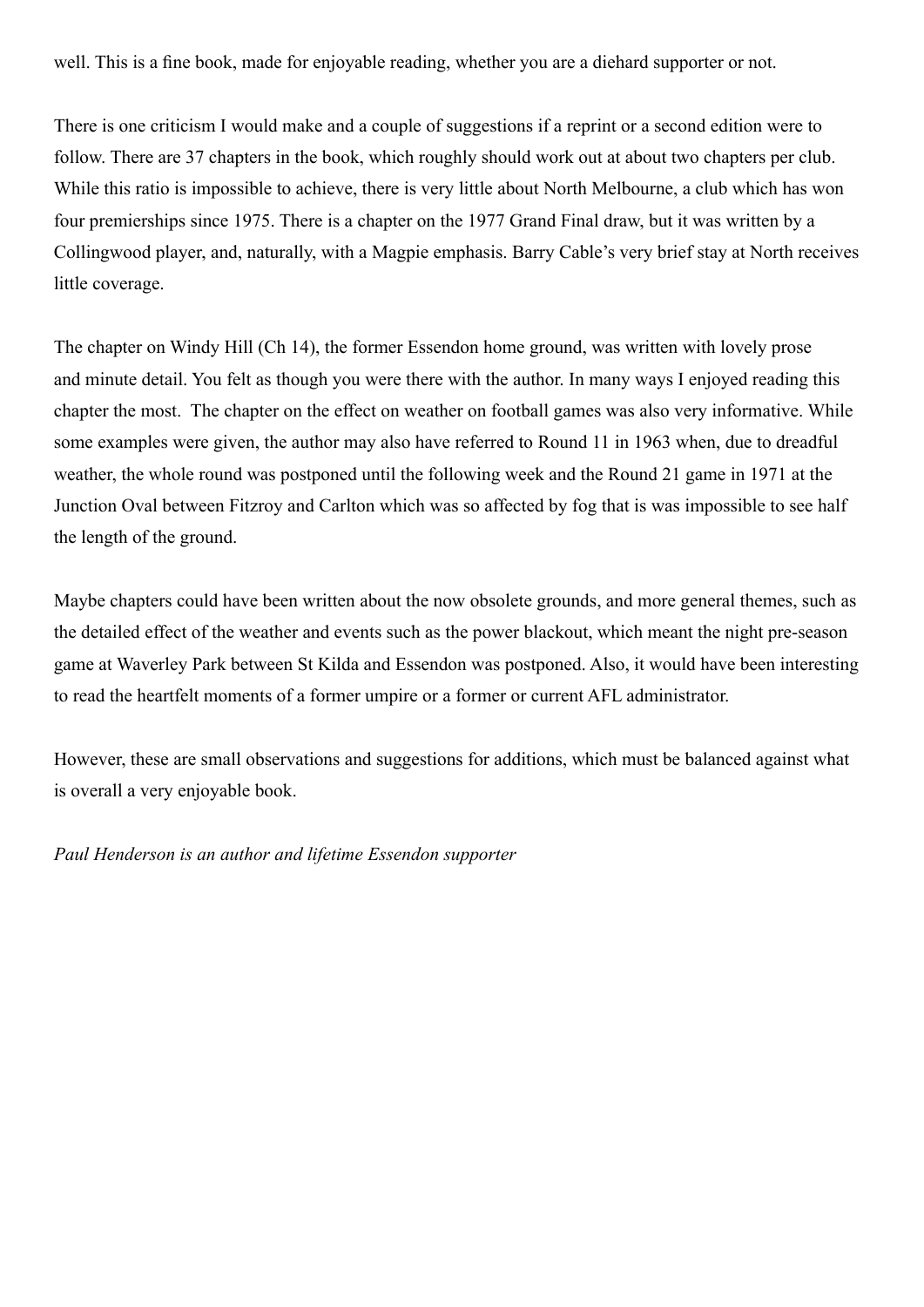well. This is a fine book, made for enjoyable reading, whether you are a diehard supporter or not.

There is one criticism I would make and a couple of suggestions if a reprint or a second edition were to follow. There are 37 chapters in the book, which roughly should work out at about two chapters per club. While this ratio is impossible to achieve, there is very little about North Melbourne, a club which has won four premierships since 1975. There is a chapter on the 1977 Grand Final draw, but it was written by a Collingwood player, and, naturally, with a Magpie emphasis. Barry Cable's very brief stay at North receives little coverage.

The chapter on Windy Hill (Ch 14), the former Essendon home ground, was written with lovely prose and minute detail. You felt as though you were there with the author. In many ways I enjoyed reading this chapter the most. The chapter on the effect on weather on football games was also very informative. While some examples were given, the author may also have referred to Round 11 in 1963 when, due to dreadful weather, the whole round was postponed until the following week and the Round 21 game in 1971 at the Junction Oval between Fitzroy and Carlton which was so affected by fog that is was impossible to see half the length of the ground.

Maybe chapters could have been written about the now obsolete grounds, and more general themes, such as the detailed effect of the weather and events such as the power blackout, which meant the night pre-season game at Waverley Park between St Kilda and Essendon was postponed. Also, it would have been interesting to read the heartfelt moments of a former umpire or a former or current AFL administrator.

However, these are small observations and suggestions for additions, which must be balanced against what is overall a very enjoyable book.

*Paul Henderson is an author and lifetime Essendon supporter*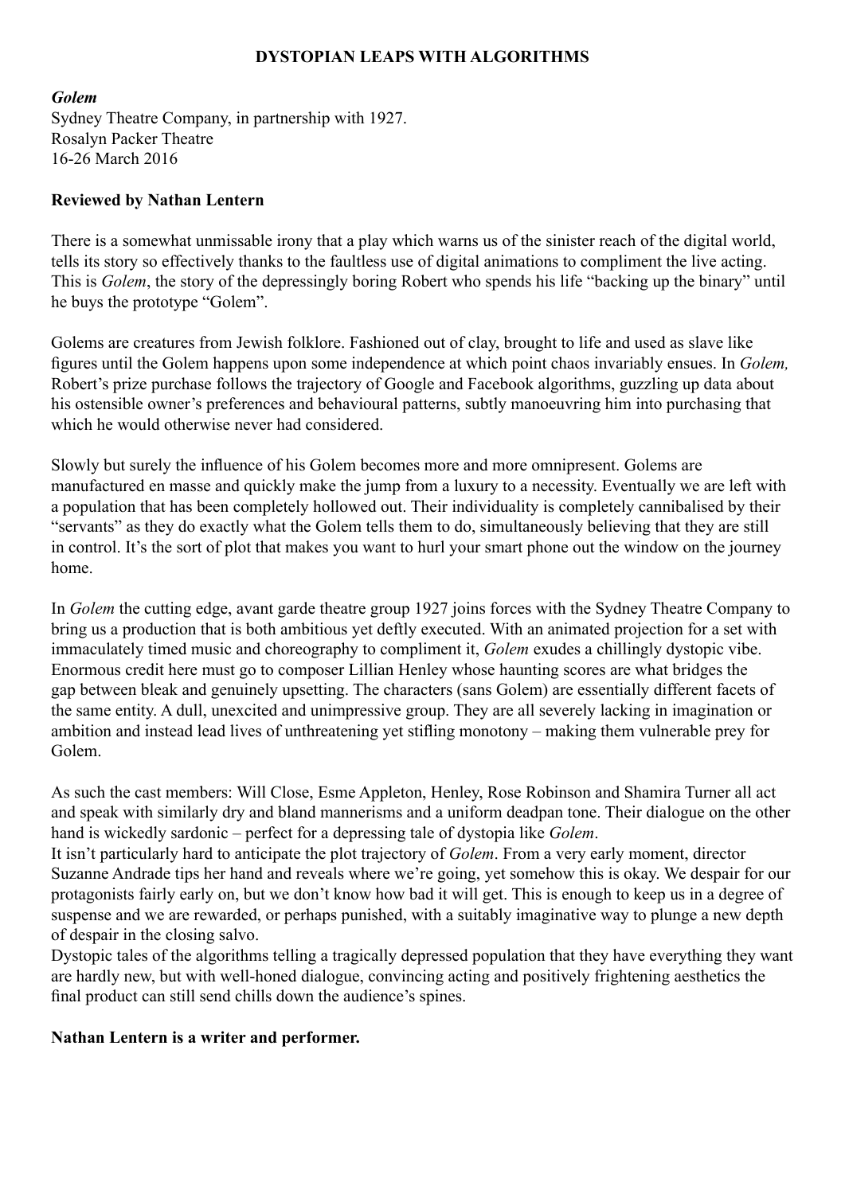# DYSTOPIAN LEAPS WITH ALGORITHMS

***Golem***
Sydney Theatre Company, in partnership with 1927.
Rosalyn Packer Theatre
16-26 March 2016

**Reviewed by Nathan Lentern**

There is a somewhat unmissable irony that a play which warns us of the sinister reach of the digital world, tells its story so effectively thanks to the faultless use of digital animations to compliment the live acting. This is *Golem*, the story of the depressingly boring Robert who spends his life "backing up the binary" until he buys the prototype "Golem".

Golems are creatures from Jewish folklore. Fashioned out of clay, brought to life and used as slave like figures until the Golem happens upon some independence at which point chaos invariably ensues. In *Golem,* Robert's prize purchase follows the trajectory of Google and Facebook algorithms, guzzling up data about his ostensible owner's preferences and behavioural patterns, subtly manoeuvring him into purchasing that which he would otherwise never had considered.

Slowly but surely the influence of his Golem becomes more and more omnipresent. Golems are manufactured en masse and quickly make the jump from a luxury to a necessity. Eventually we are left with a population that has been completely hollowed out. Their individuality is completely cannibalised by their "servants" as they do exactly what the Golem tells them to do, simultaneously believing that they are still in control. It's the sort of plot that makes you want to hurl your smart phone out the window on the journey home.

In *Golem* the cutting edge, avant garde theatre group 1927 joins forces with the Sydney Theatre Company to bring us a production that is both ambitious yet deftly executed. With an animated projection for a set with immaculately timed music and choreography to compliment it, *Golem* exudes a chillingly dystopic vibe. Enormous credit here must go to composer Lillian Henley whose haunting scores are what bridges the gap between bleak and genuinely upsetting. The characters (sans Golem) are essentially different facets of the same entity. A dull, unexcited and unimpressive group. They are all severely lacking in imagination or ambition and instead lead lives of unthreatening yet stifling monotony – making them vulnerable prey for Golem.

As such the cast members: Will Close, Esme Appleton, Henley, Rose Robinson and Shamira Turner all act and speak with similarly dry and bland mannerisms and a uniform deadpan tone. Their dialogue on the other hand is wickedly sardonic – perfect for a depressing tale of dystopia like *Golem*.

It isn't particularly hard to anticipate the plot trajectory of *Golem*. From a very early moment, director Suzanne Andrade tips her hand and reveals where we're going, yet somehow this is okay. We despair for our protagonists fairly early on, but we don't know how bad it will get. This is enough to keep us in a degree of suspense and we are rewarded, or perhaps punished, with a suitably imaginative way to plunge a new depth of despair in the closing salvo.

Dystopic tales of the algorithms telling a tragically depressed population that they have everything they want are hardly new, but with well-honed dialogue, convincing acting and positively frightening aesthetics the final product can still send chills down the audience's spines.

**Nathan Lentern is a writer and performer.**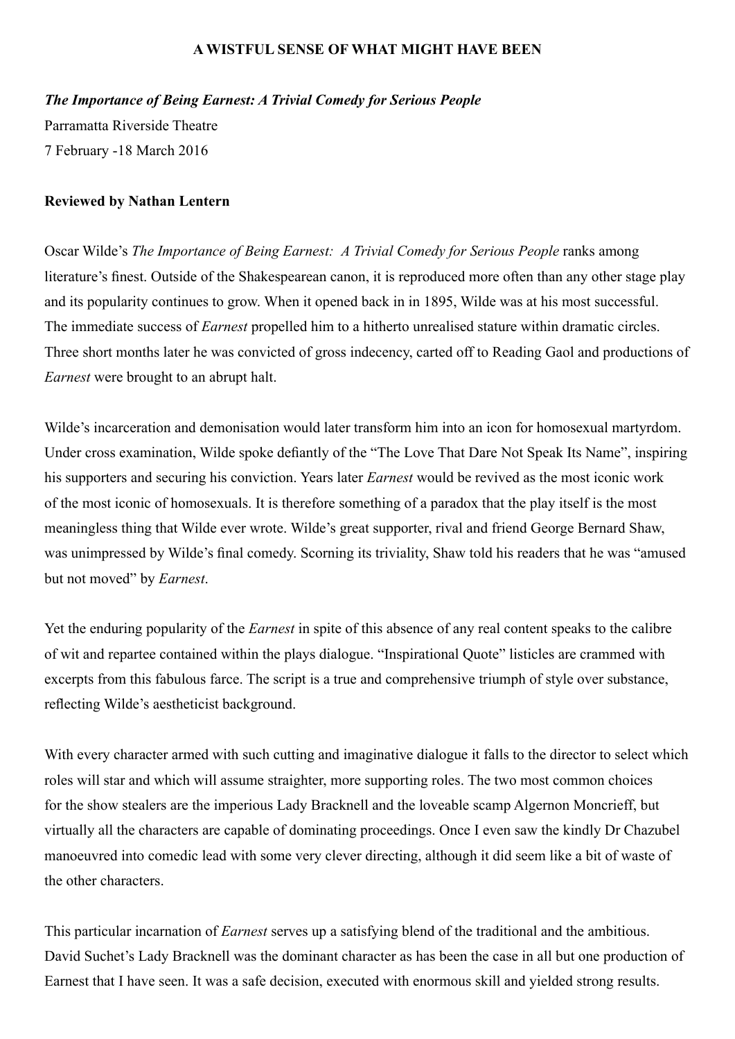**A WISTFUL SENSE OF WHAT MIGHT HAVE BEEN**

***The Importance of Being Earnest: A Trivial Comedy for Serious People***
Parramatta Riverside Theatre
7 February -18 March 2016

**Reviewed by Nathan Lentern**

Oscar Wilde's *The Importance of Being Earnest: A Trivial Comedy for Serious People* ranks among literature's finest. Outside of the Shakespearean canon, it is reproduced more often than any other stage play and its popularity continues to grow. When it opened back in in 1895, Wilde was at his most successful. The immediate success of *Earnest* propelled him to a hitherto unrealised stature within dramatic circles. Three short months later he was convicted of gross indecency, carted off to Reading Gaol and productions of *Earnest* were brought to an abrupt halt.

Wilde's incarceration and demonisation would later transform him into an icon for homosexual martyrdom. Under cross examination, Wilde spoke defiantly of the "The Love That Dare Not Speak Its Name", inspiring his supporters and securing his conviction. Years later *Earnest* would be revived as the most iconic work of the most iconic of homosexuals. It is therefore something of a paradox that the play itself is the most meaningless thing that Wilde ever wrote. Wilde's great supporter, rival and friend George Bernard Shaw, was unimpressed by Wilde's final comedy. Scorning its triviality, Shaw told his readers that he was "amused but not moved" by *Earnest*.

Yet the enduring popularity of the *Earnest* in spite of this absence of any real content speaks to the calibre of wit and repartee contained within the plays dialogue. "Inspirational Quote" listicles are crammed with excerpts from this fabulous farce. The script is a true and comprehensive triumph of style over substance, reflecting Wilde's aestheticist background.

With every character armed with such cutting and imaginative dialogue it falls to the director to select which roles will star and which will assume straighter, more supporting roles. The two most common choices for the show stealers are the imperious Lady Bracknell and the loveable scamp Algernon Moncrieff, but virtually all the characters are capable of dominating proceedings. Once I even saw the kindly Dr Chazubel manoeuvred into comedic lead with some very clever directing, although it did seem like a bit of waste of the other characters.

This particular incarnation of *Earnest* serves up a satisfying blend of the traditional and the ambitious. David Suchet's Lady Bracknell was the dominant character as has been the case in all but one production of Earnest that I have seen. It was a safe decision, executed with enormous skill and yielded strong results.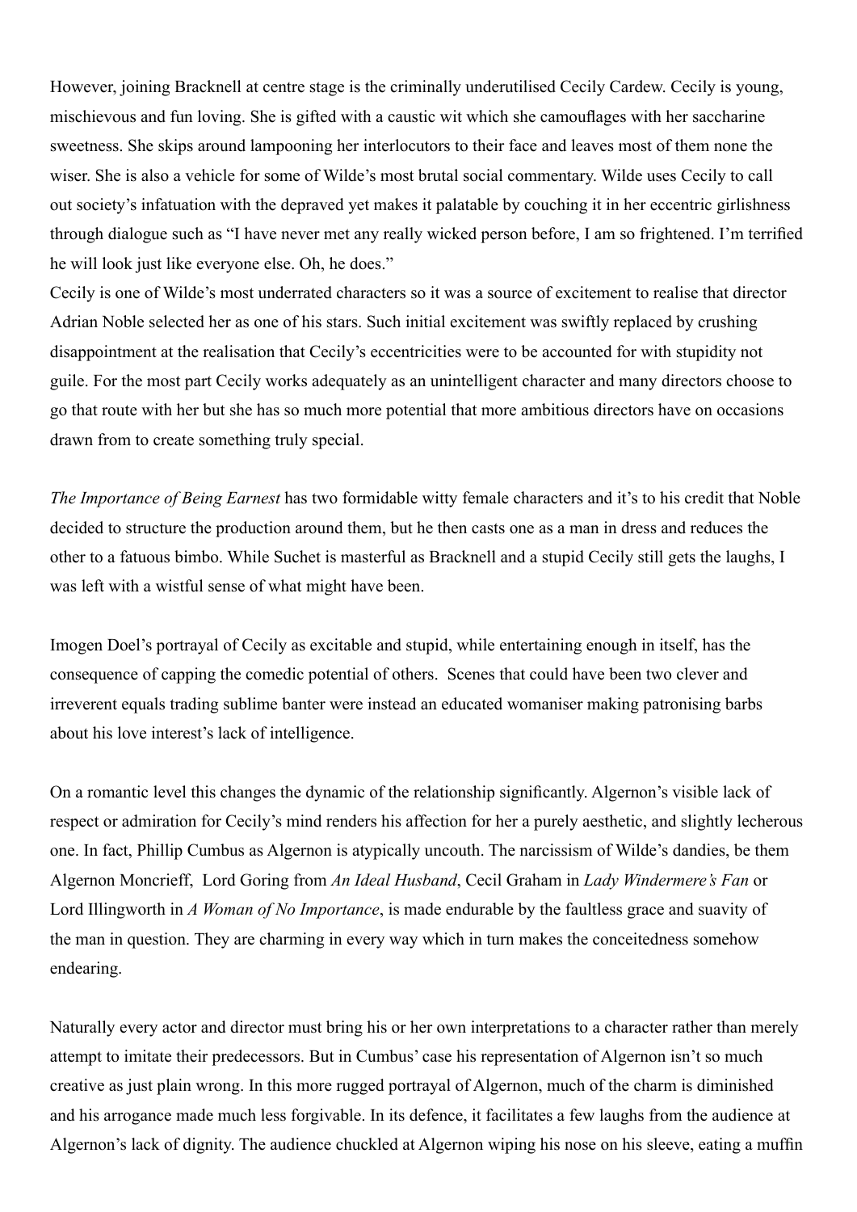However, joining Bracknell at centre stage is the criminally underutilised Cecily Cardew. Cecily is young, mischievous and fun loving. She is gifted with a caustic wit which she camouflages with her saccharine sweetness. She skips around lampooning her interlocutors to their face and leaves most of them none the wiser. She is also a vehicle for some of Wilde's most brutal social commentary. Wilde uses Cecily to call out society's infatuation with the depraved yet makes it palatable by couching it in her eccentric girlishness through dialogue such as "I have never met any really wicked person before, I am so frightened. I'm terrified he will look just like everyone else. Oh, he does."

Cecily is one of Wilde's most underrated characters so it was a source of excitement to realise that director Adrian Noble selected her as one of his stars. Such initial excitement was swiftly replaced by crushing disappointment at the realisation that Cecily's eccentricities were to be accounted for with stupidity not guile. For the most part Cecily works adequately as an unintelligent character and many directors choose to go that route with her but she has so much more potential that more ambitious directors have on occasions drawn from to create something truly special.

*The Importance of Being Earnest* has two formidable witty female characters and it's to his credit that Noble decided to structure the production around them, but he then casts one as a man in dress and reduces the other to a fatuous bimbo. While Suchet is masterful as Bracknell and a stupid Cecily still gets the laughs, I was left with a wistful sense of what might have been.

Imogen Doel's portrayal of Cecily as excitable and stupid, while entertaining enough in itself, has the consequence of capping the comedic potential of others. Scenes that could have been two clever and irreverent equals trading sublime banter were instead an educated womaniser making patronising barbs about his love interest's lack of intelligence.

On a romantic level this changes the dynamic of the relationship significantly. Algernon's visible lack of respect or admiration for Cecily's mind renders his affection for her a purely aesthetic, and slightly lecherous one. In fact, Phillip Cumbus as Algernon is atypically uncouth. The narcissism of Wilde's dandies, be them Algernon Moncrieff, Lord Goring from *An Ideal Husband*, Cecil Graham in *Lady Windermere's Fan* or Lord Illingworth in *A Woman of No Importance*, is made endurable by the faultless grace and suavity of the man in question. They are charming in every way which in turn makes the conceitedness somehow endearing.

Naturally every actor and director must bring his or her own interpretations to a character rather than merely attempt to imitate their predecessors. But in Cumbus' case his representation of Algernon isn't so much creative as just plain wrong. In this more rugged portrayal of Algernon, much of the charm is diminished and his arrogance made much less forgivable. In its defence, it facilitates a few laughs from the audience at Algernon's lack of dignity. The audience chuckled at Algernon wiping his nose on his sleeve, eating a muffin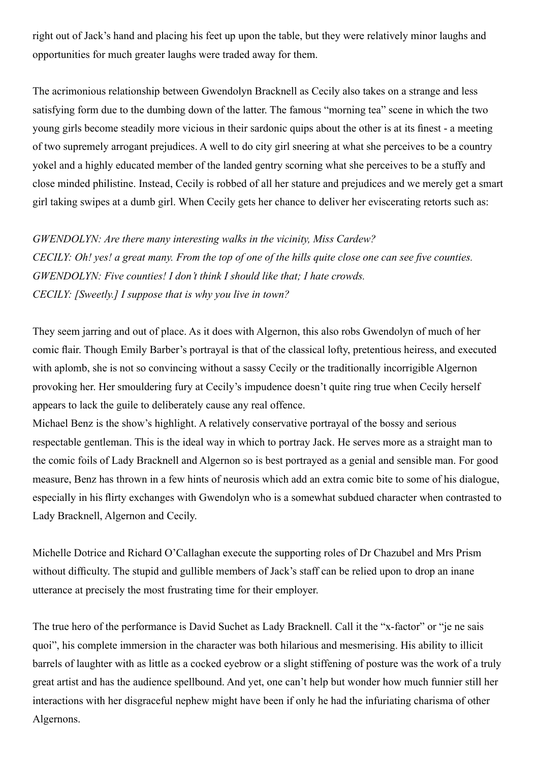right out of Jack's hand and placing his feet up upon the table, but they were relatively minor laughs and opportunities for much greater laughs were traded away for them.

The acrimonious relationship between Gwendolyn Bracknell as Cecily also takes on a strange and less satisfying form due to the dumbing down of the latter. The famous "morning tea" scene in which the two young girls become steadily more vicious in their sardonic quips about the other is at its finest - a meeting of two supremely arrogant prejudices. A well to do city girl sneering at what she perceives to be a country yokel and a highly educated member of the landed gentry scorning what she perceives to be a stuffy and close minded philistine. Instead, Cecily is robbed of all her stature and prejudices and we merely get a smart girl taking swipes at a dumb girl. When Cecily gets her chance to deliver her eviscerating retorts such as:

*GWENDOLYN: Are there many interesting walks in the vicinity, Miss Cardew?*
*CECILY: Oh! yes! a great many. From the top of one of the hills quite close one can see five counties.*
*GWENDOLYN: Five counties! I don't think I should like that; I hate crowds.*
*CECILY: [Sweetly.] I suppose that is why you live in town?*

They seem jarring and out of place. As it does with Algernon, this also robs Gwendolyn of much of her comic flair. Though Emily Barber's portrayal is that of the classical lofty, pretentious heiress, and executed with aplomb, she is not so convincing without a sassy Cecily or the traditionally incorrigible Algernon provoking her. Her smouldering fury at Cecily's impudence doesn't quite ring true when Cecily herself appears to lack the guile to deliberately cause any real offence.
Michael Benz is the show's highlight. A relatively conservative portrayal of the bossy and serious respectable gentleman. This is the ideal way in which to portray Jack. He serves more as a straight man to the comic foils of Lady Bracknell and Algernon so is best portrayed as a genial and sensible man. For good measure, Benz has thrown in a few hints of neurosis which add an extra comic bite to some of his dialogue, especially in his flirty exchanges with Gwendolyn who is a somewhat subdued character when contrasted to Lady Bracknell, Algernon and Cecily.

Michelle Dotrice and Richard O'Callaghan execute the supporting roles of Dr Chazubel and Mrs Prism without difficulty. The stupid and gullible members of Jack's staff can be relied upon to drop an inane utterance at precisely the most frustrating time for their employer.

The true hero of the performance is David Suchet as Lady Bracknell. Call it the "x-factor" or "je ne sais quoi", his complete immersion in the character was both hilarious and mesmerising. His ability to illicit barrels of laughter with as little as a cocked eyebrow or a slight stiffening of posture was the work of a truly great artist and has the audience spellbound. And yet, one can't help but wonder how much funnier still her interactions with her disgraceful nephew might have been if only he had the infuriating charisma of other Algernons.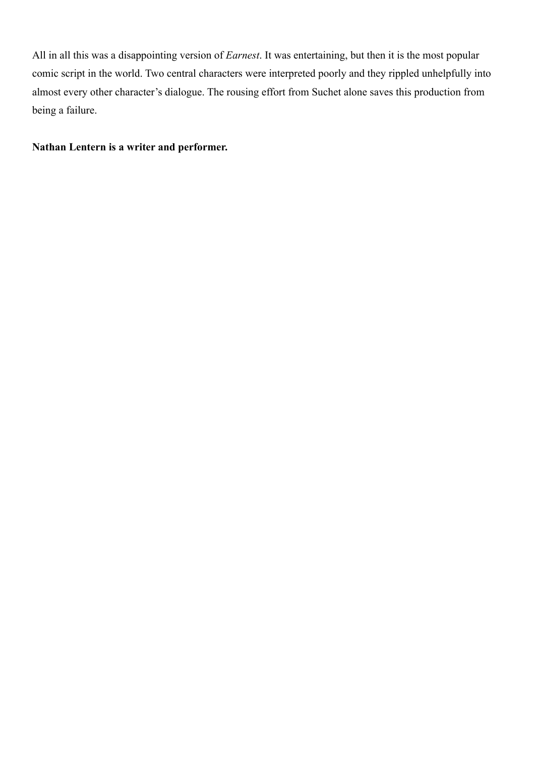All in all this was a disappointing version of *Earnest*. It was entertaining, but then it is the most popular comic script in the world. Two central characters were interpreted poorly and they rippled unhelpfully into almost every other character's dialogue. The rousing effort from Suchet alone saves this production from being a failure.

**Nathan Lentern is a writer and performer.**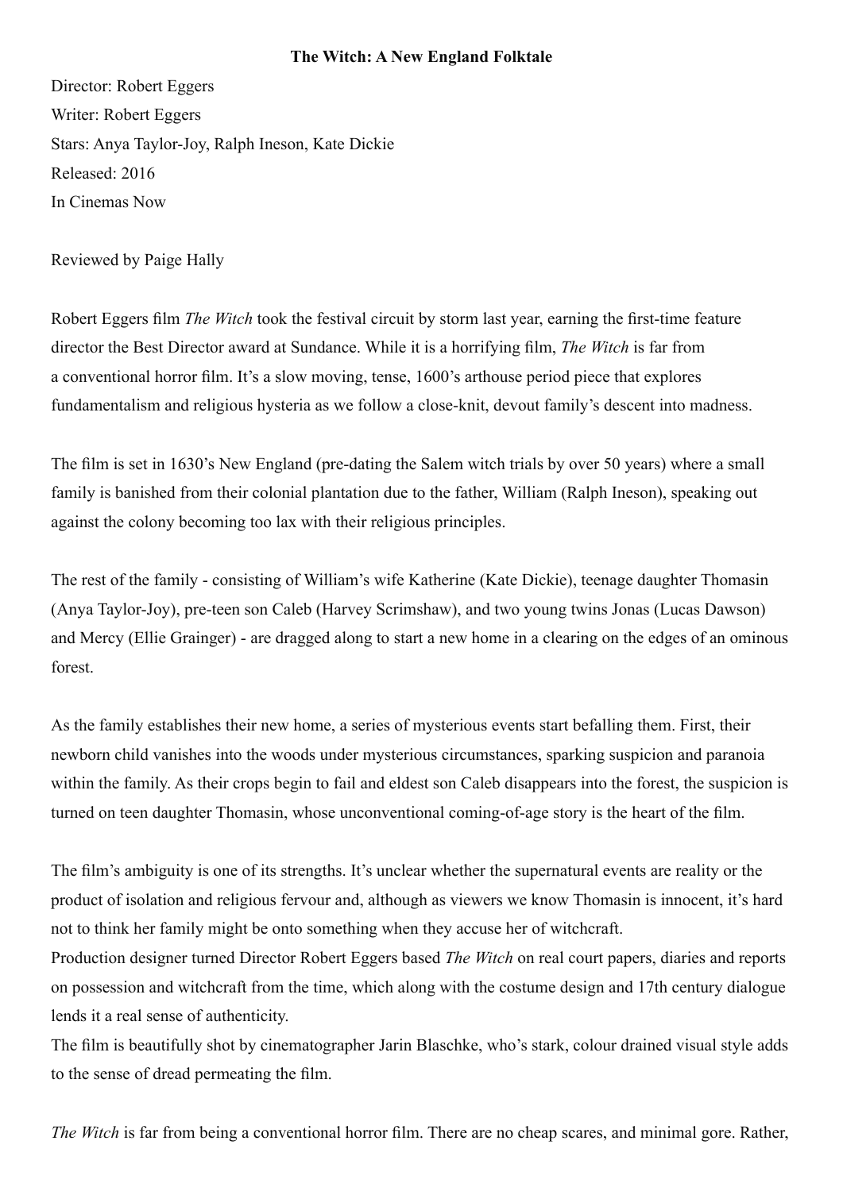**The Witch: A New England Folktale**

Director: Robert Eggers

Writer: Robert Eggers

Stars: Anya Taylor-Joy, Ralph Ineson, Kate Dickie

Released: 2016

In Cinemas Now

Reviewed by Paige Hally

Robert Eggers film *The Witch* took the festival circuit by storm last year, earning the first-time feature director the Best Director award at Sundance. While it is a horrifying film, *The Witch* is far from a conventional horror film. It's a slow moving, tense, 1600's arthouse period piece that explores fundamentalism and religious hysteria as we follow a close-knit, devout family's descent into madness.

The film is set in 1630's New England (pre-dating the Salem witch trials by over 50 years) where a small family is banished from their colonial plantation due to the father, William (Ralph Ineson), speaking out against the colony becoming too lax with their religious principles.

The rest of the family - consisting of William's wife Katherine (Kate Dickie), teenage daughter Thomasin (Anya Taylor-Joy), pre-teen son Caleb (Harvey Scrimshaw), and two young twins Jonas (Lucas Dawson) and Mercy (Ellie Grainger) - are dragged along to start a new home in a clearing on the edges of an ominous forest.

As the family establishes their new home, a series of mysterious events start befalling them. First, their newborn child vanishes into the woods under mysterious circumstances, sparking suspicion and paranoia within the family. As their crops begin to fail and eldest son Caleb disappears into the forest, the suspicion is turned on teen daughter Thomasin, whose unconventional coming-of-age story is the heart of the film.

The film's ambiguity is one of its strengths. It's unclear whether the supernatural events are reality or the product of isolation and religious fervour and, although as viewers we know Thomasin is innocent, it's hard not to think her family might be onto something when they accuse her of witchcraft.

Production designer turned Director Robert Eggers based *The Witch* on real court papers, diaries and reports on possession and witchcraft from the time, which along with the costume design and 17th century dialogue lends it a real sense of authenticity.

The film is beautifully shot by cinematographer Jarin Blaschke, who's stark, colour drained visual style adds to the sense of dread permeating the film.

*The Witch* is far from being a conventional horror film. There are no cheap scares, and minimal gore. Rather,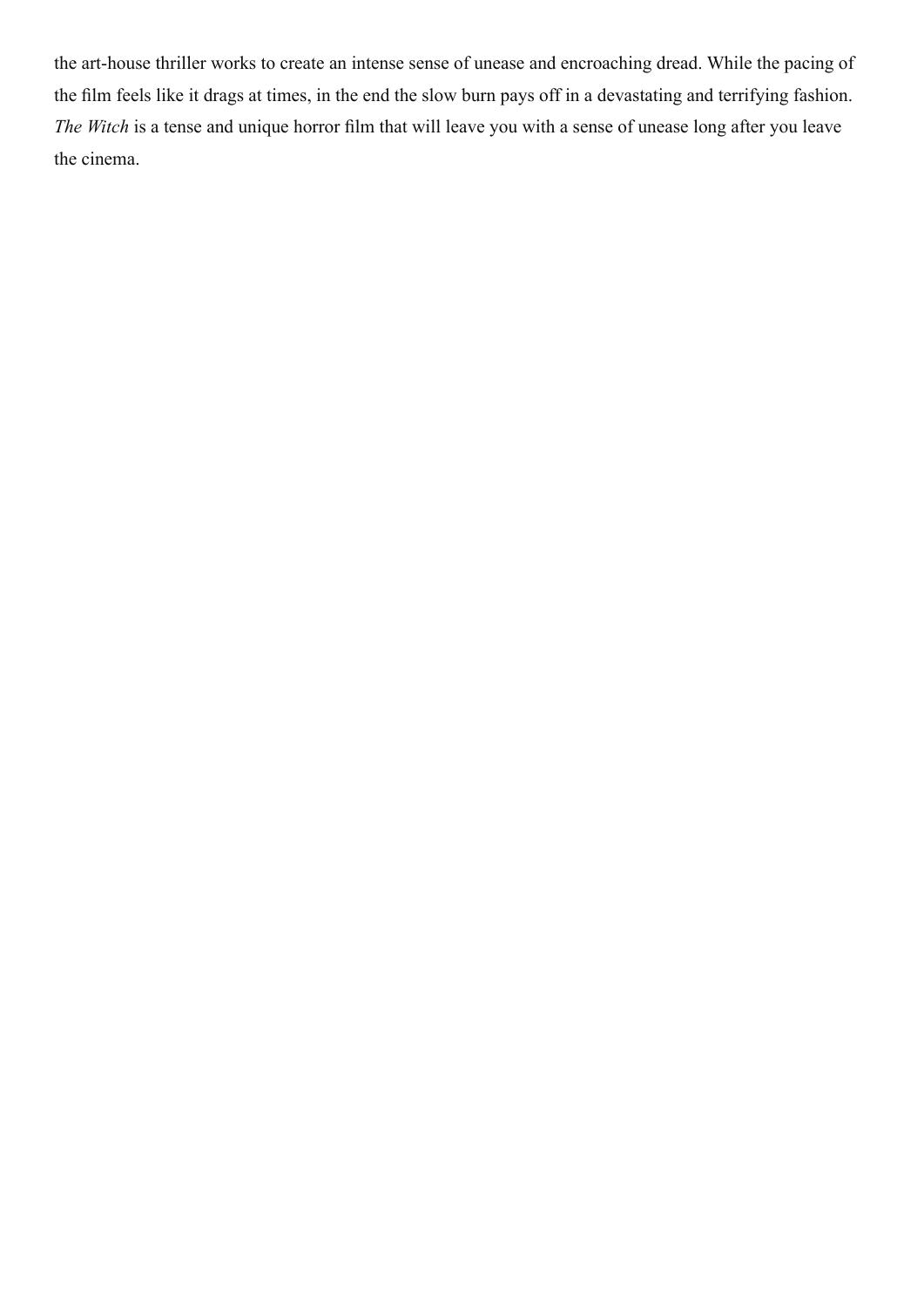the art-house thriller works to create an intense sense of unease and encroaching dread. While the pacing of the film feels like it drags at times, in the end the slow burn pays off in a devastating and terrifying fashion. *The Witch* is a tense and unique horror film that will leave you with a sense of unease long after you leave the cinema.